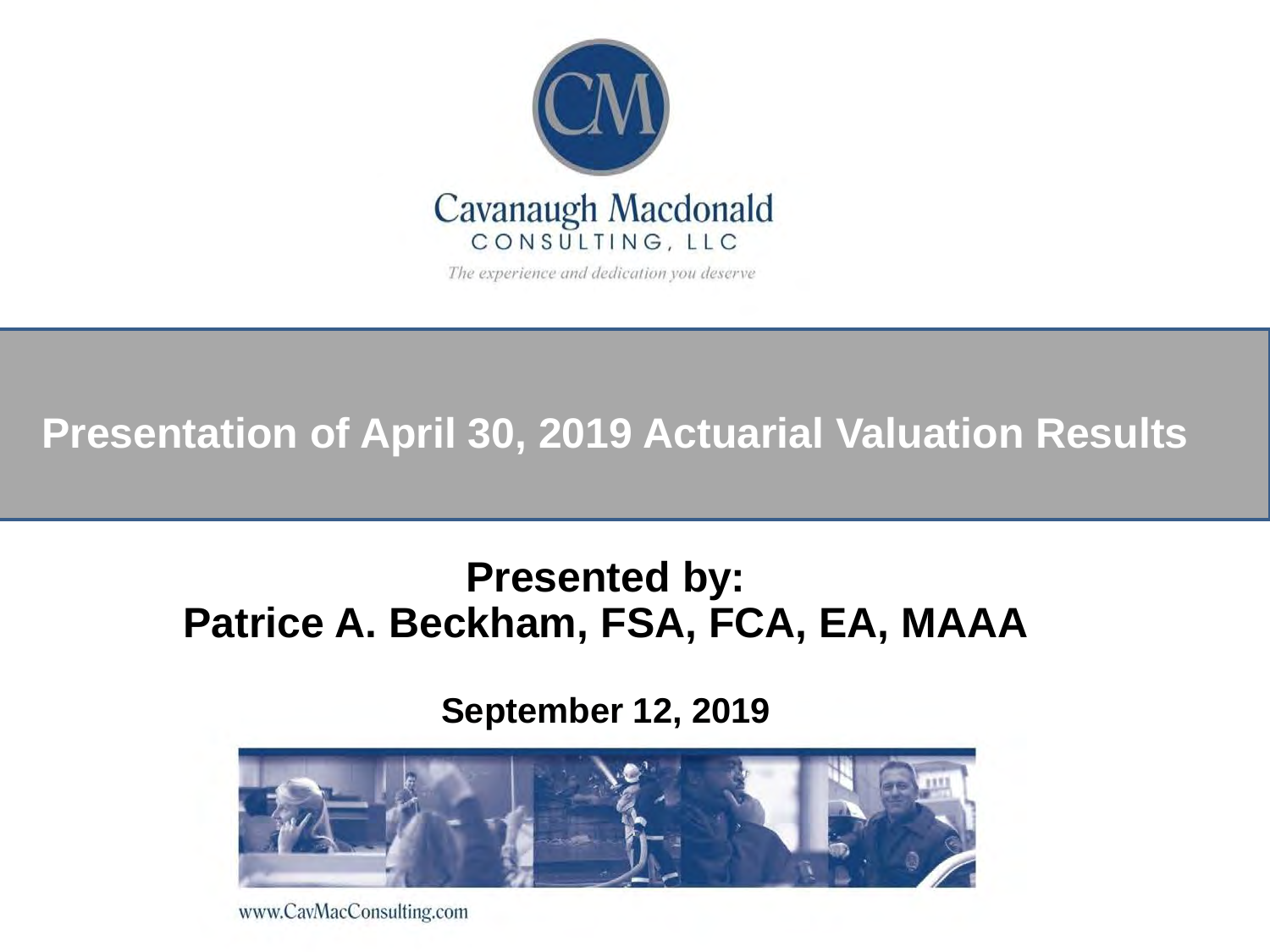Cavanaugh Macdonald
CONSULTING, LLC

*The experience and dedication you deserve*

# Presentation of April 30, 2019 Actuarial Valuation Results

## Presented by:
## Patrice A. Beckham, FSA, FCA, EA, MAAA

**September 12, 2019**

www.CavMacConsulting.com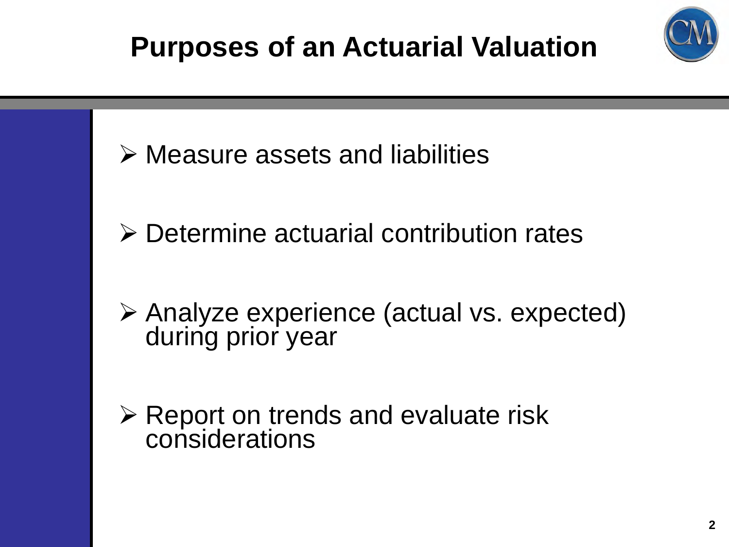# Purposes of an Actuarial Valuation

- Measure assets and liabilities
- Determine actuarial contribution rates
- Analyze experience (actual vs. expected) during prior year
- Report on trends and evaluate risk considerations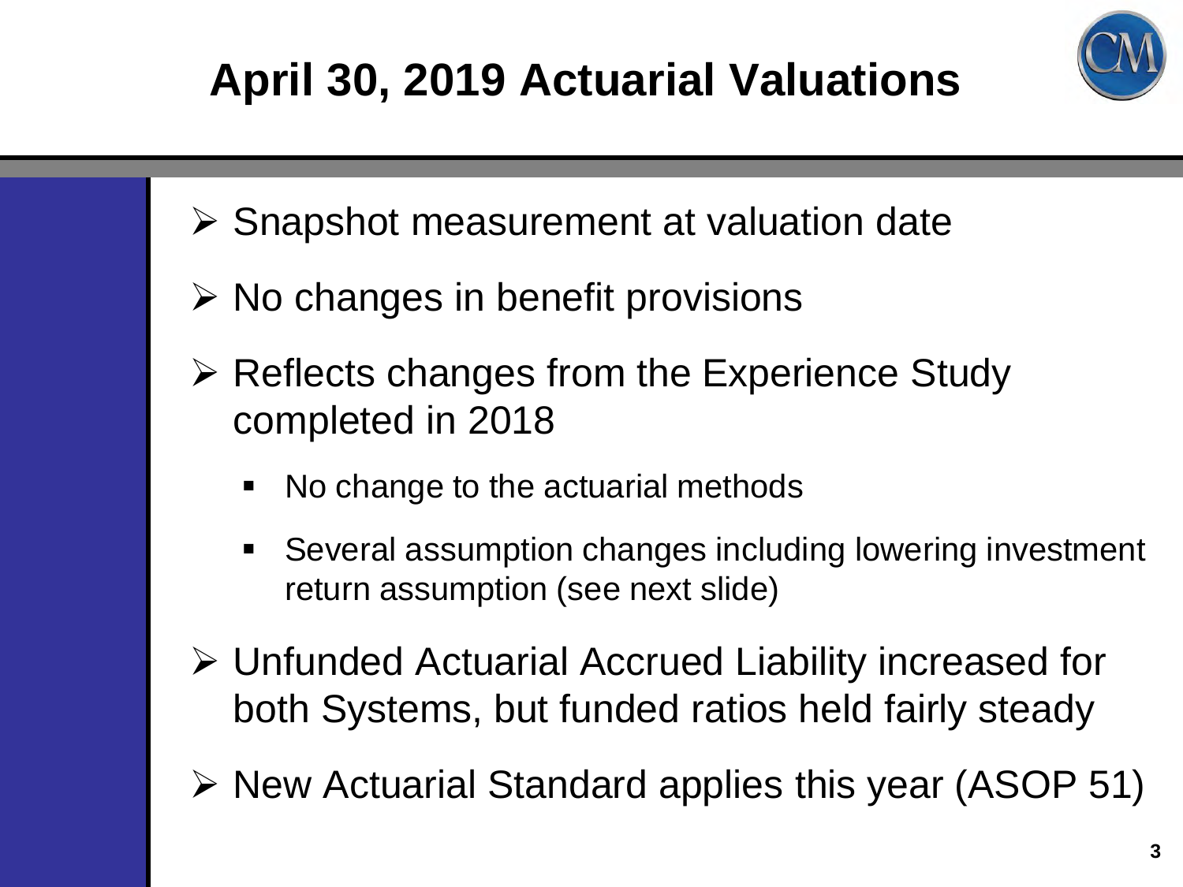# April 30, 2019 Actuarial Valuations

- Snapshot measurement at valuation date
- No changes in benefit provisions
- Reflects changes from the Experience Study completed in 2018
  - No change to the actuarial methods
  - Several assumption changes including lowering investment return assumption (see next slide)
- Unfunded Actuarial Accrued Liability increased for both Systems, but funded ratios held fairly steady
- New Actuarial Standard applies this year (ASOP 51)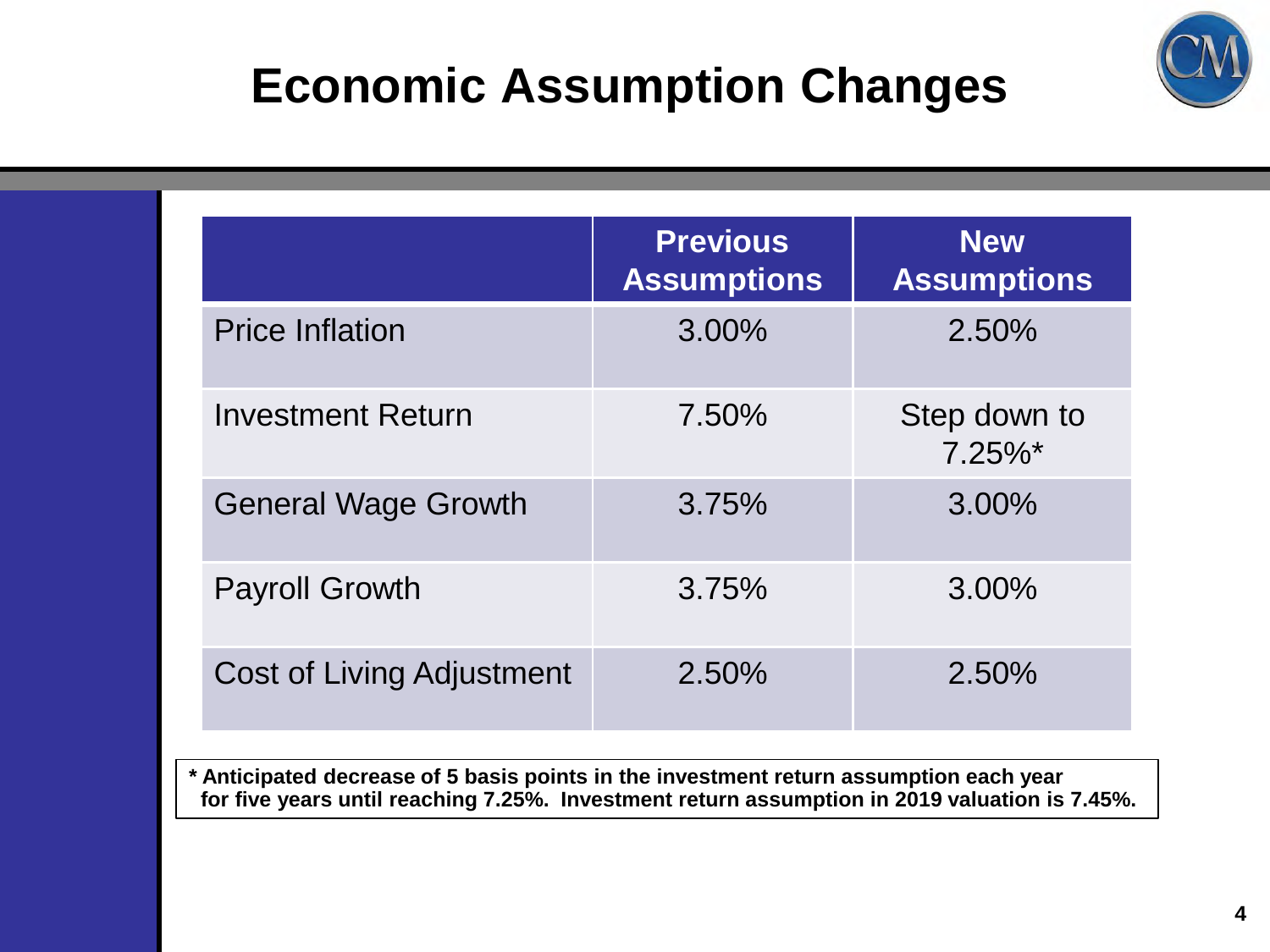# Economic Assumption Changes

| | Previous Assumptions | New Assumptions |
|---|---|---|
| Price Inflation | 3.00% | 2.50% |
| Investment Return | 7.50% | Step down to 7.25%* |
| General Wage Growth | 3.75% | 3.00% |
| Payroll Growth | 3.75% | 3.00% |
| Cost of Living Adjustment | 2.50% | 2.50% |

**\* Anticipated decrease of 5 basis points in the investment return assumption each year for five years until reaching 7.25%. Investment return assumption in 2019 valuation is 7.45%.**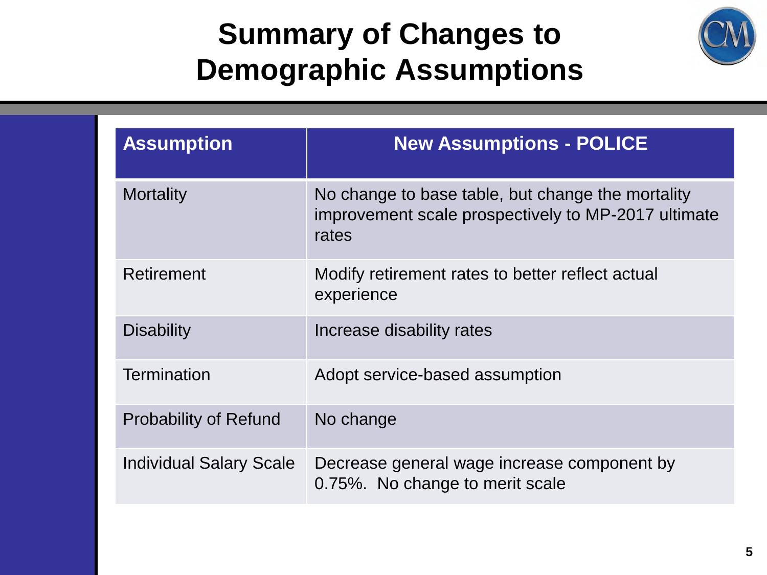# Summary of Changes to Demographic Assumptions

| Assumption | New Assumptions - POLICE |
|---|---|
| Mortality | No change to base table, but change the mortality improvement scale prospectively to MP-2017 ultimate rates |
| Retirement | Modify retirement rates to better reflect actual experience |
| Disability | Increase disability rates |
| Termination | Adopt service-based assumption |
| Probability of Refund | No change |
| Individual Salary Scale | Decrease general wage increase component by 0.75%. No change to merit scale |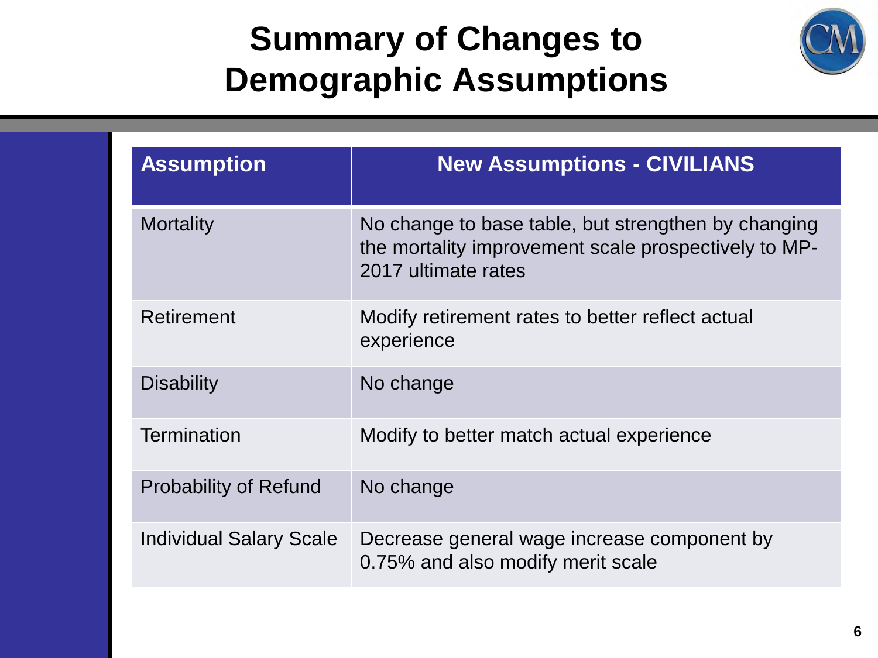# Summary of Changes to Demographic Assumptions

| Assumption | New Assumptions - CIVILIANS |
|---|---|
| Mortality | No change to base table, but strengthen by changing the mortality improvement scale prospectively to MP-2017 ultimate rates |
| Retirement | Modify retirement rates to better reflect actual experience |
| Disability | No change |
| Termination | Modify to better match actual experience |
| Probability of Refund | No change |
| Individual Salary Scale | Decrease general wage increase component by 0.75% and also modify merit scale |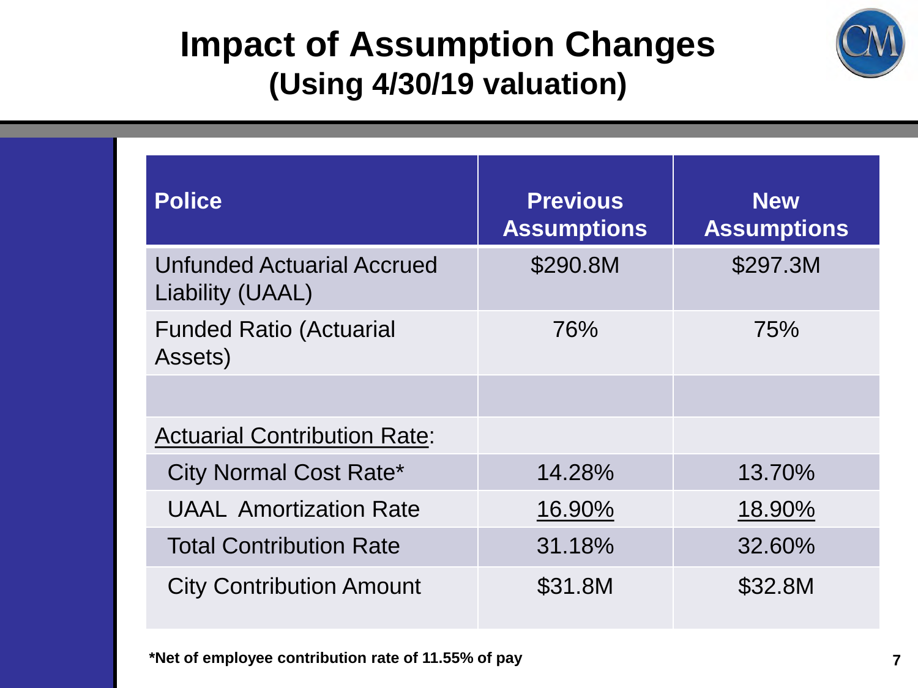# Impact of Assumption Changes
## (Using 4/30/19 valuation)

| Police | Previous Assumptions | New Assumptions |
|---|---|---|
| Unfunded Actuarial Accrued Liability (UAAL) | $290.8M | $297.3M |
| Funded Ratio (Actuarial Assets) | 76% | 75% |
| | | |
| Actuarial Contribution Rate: | | |
| City Normal Cost Rate* | 14.28% | 13.70% |
| UAAL Amortization Rate | 16.90% | 18.90% |
| Total Contribution Rate | 31.18% | 32.60% |
| City Contribution Amount | $31.8M | $32.8M |

**\*Net of employee contribution rate of 11.55% of pay**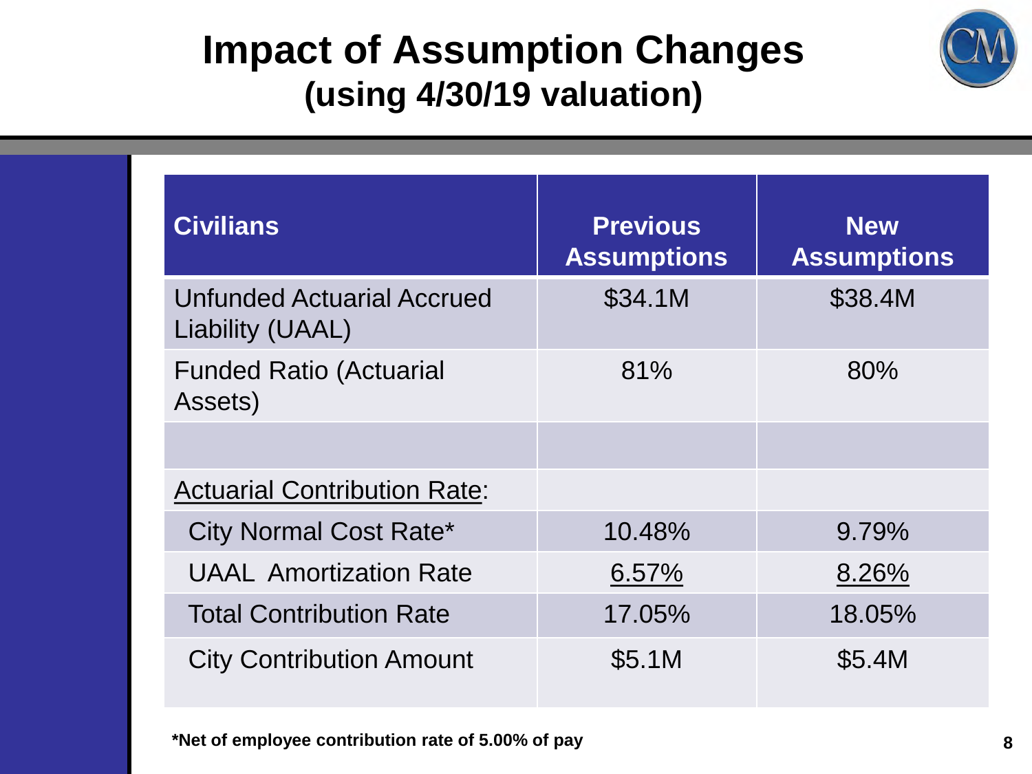# Impact of Assumption Changes

## (using 4/30/19 valuation)

| Civilians | Previous Assumptions | New Assumptions |
|---|---|---|
| Unfunded Actuarial Accrued Liability (UAAL) | $34.1M | $38.4M |
| Funded Ratio (Actuarial Assets) | 81% | 80% |
| | | |
| Actuarial Contribution Rate: | | |
| City Normal Cost Rate* | 10.48% | 9.79% |
| UAAL Amortization Rate | 6.57% | 8.26% |
| Total Contribution Rate | 17.05% | 18.05% |
| City Contribution Amount | $5.1M | $5.4M |

**\*Net of employee contribution rate of 5.00% of pay**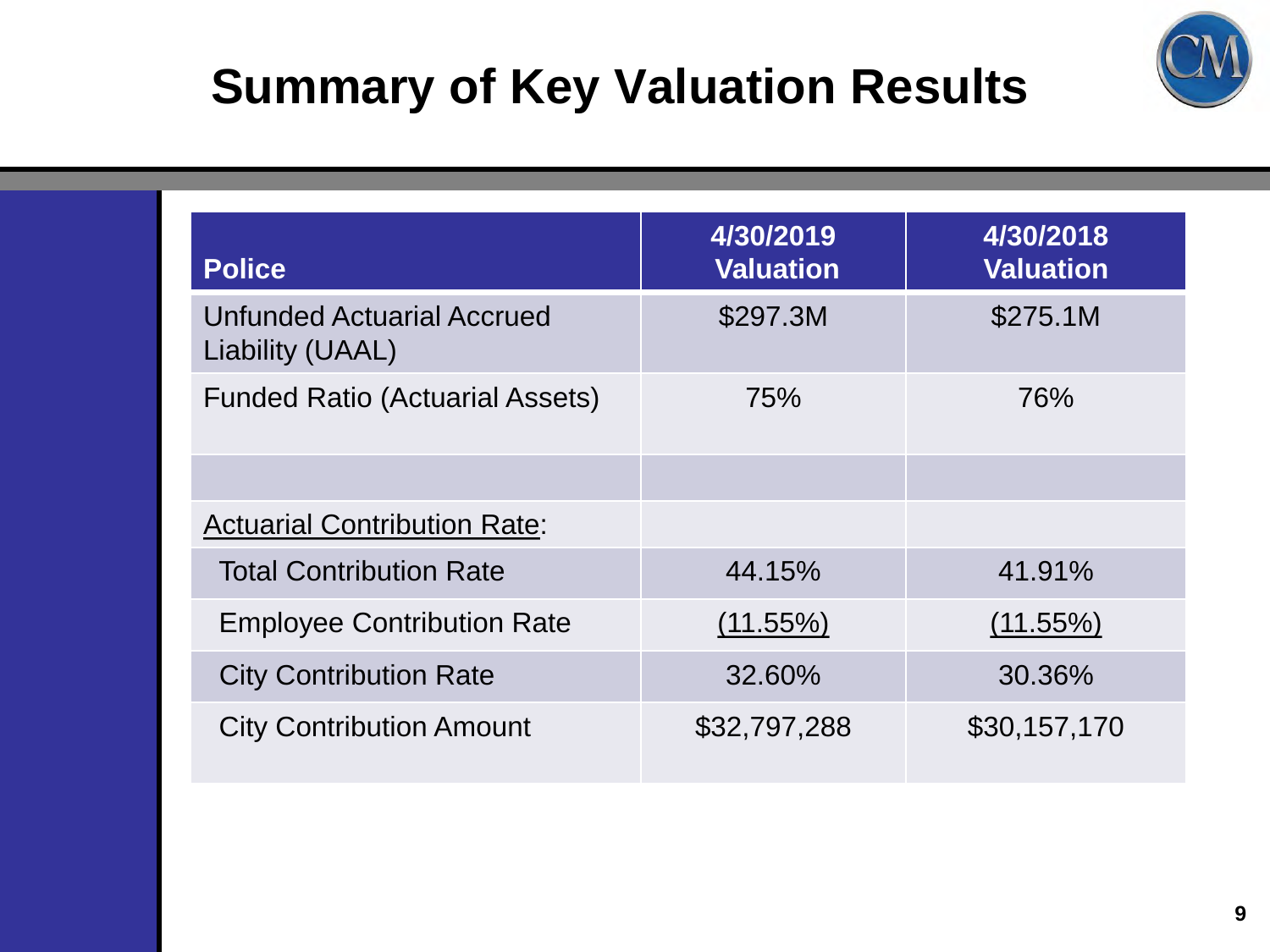# Summary of Key Valuation Results

| Police | 4/30/2019 Valuation | 4/30/2018 Valuation |
|---|---|---|
| Unfunded Actuarial Accrued Liability (UAAL) | $297.3M | $275.1M |
| Funded Ratio (Actuarial Assets) | 75% | 76% |
| | | |
| Actuarial Contribution Rate: | | |
| Total Contribution Rate | 44.15% | 41.91% |
| Employee Contribution Rate | (11.55%) | (11.55%) |
| City Contribution Rate | 32.60% | 30.36% |
| City Contribution Amount | $32,797,288 | $30,157,170 |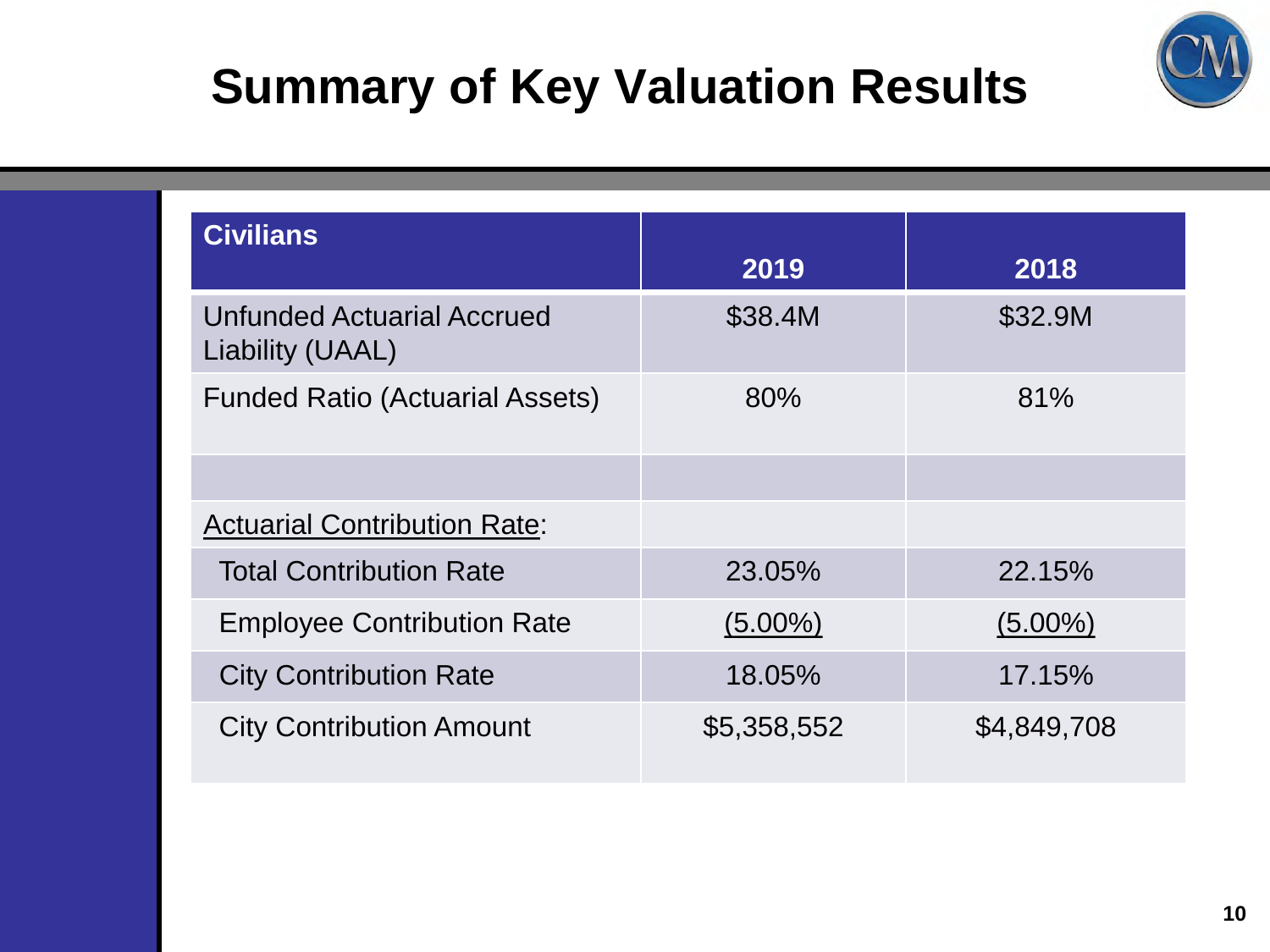# Summary of Key Valuation Results

| Civilians | 2019 | 2018 |
|---|---|---|
| Unfunded Actuarial Accrued Liability (UAAL) | $38.4M | $32.9M |
| Funded Ratio (Actuarial Assets) | 80% | 81% |
| | | |
| Actuarial Contribution Rate: | | |
| Total Contribution Rate | 23.05% | 22.15% |
| Employee Contribution Rate | (5.00%) | (5.00%) |
| City Contribution Rate | 18.05% | 17.15% |
| City Contribution Amount | $5,358,552 | $4,849,708 |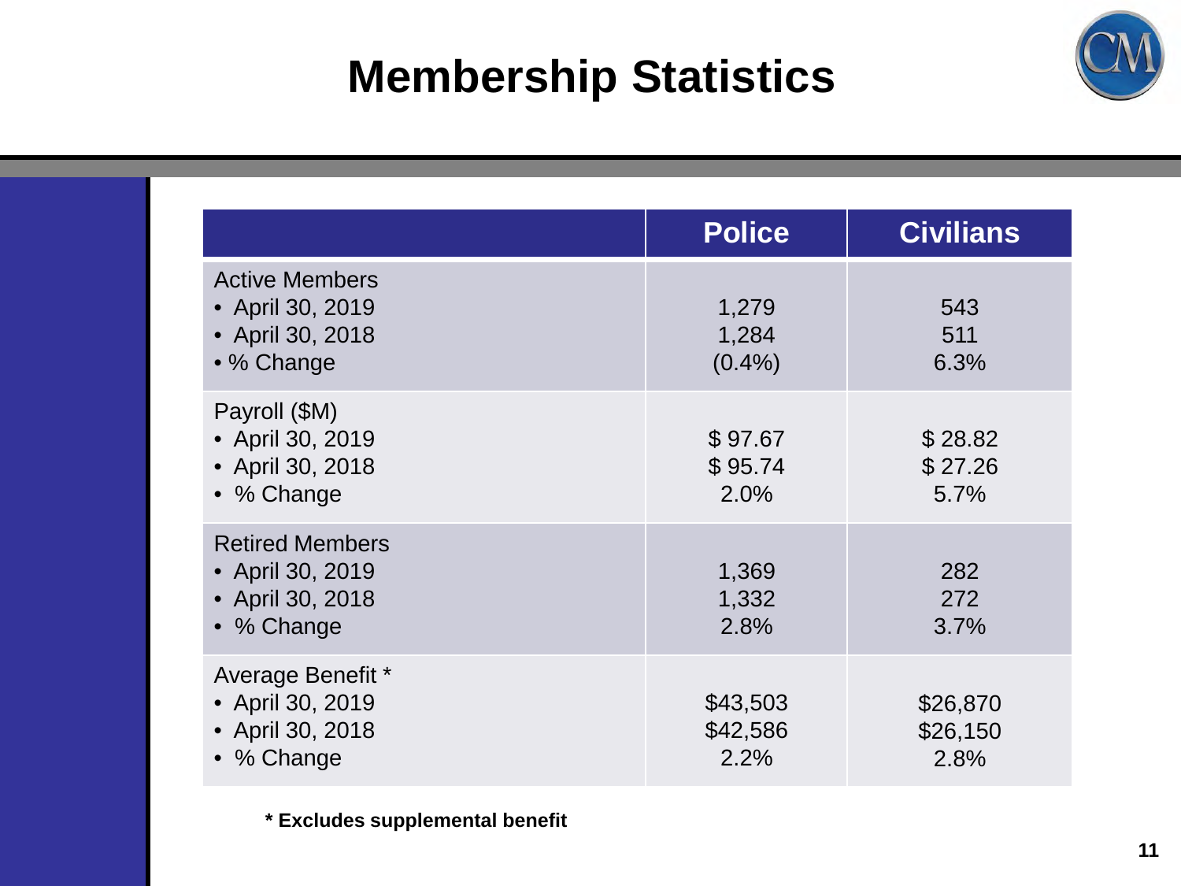# Membership Statistics

| | Police | Civilians |
|---|---|---|
| **Active Members** | | |
| • April 30, 2019 | 1,279 | 543 |
| • April 30, 2018 | 1,284 | 511 |
| • % Change | (0.4%) | 6.3% |
| **Payroll ($M)** | | |
| • April 30, 2019 | $ 97.67 | $ 28.82 |
| • April 30, 2018 | $ 95.74 | $ 27.26 |
| • % Change | 2.0% | 5.7% |
| **Retired Members** | | |
| • April 30, 2019 | 1,369 | 282 |
| • April 30, 2018 | 1,332 | 272 |
| • % Change | 2.8% | 3.7% |
| **Average Benefit *** | | |
| • April 30, 2019 | $43,503 | $26,870 |
| • April 30, 2018 | $42,586 | $26,150 |
| • % Change | 2.2% | 2.8% |

**\* Excludes supplemental benefit**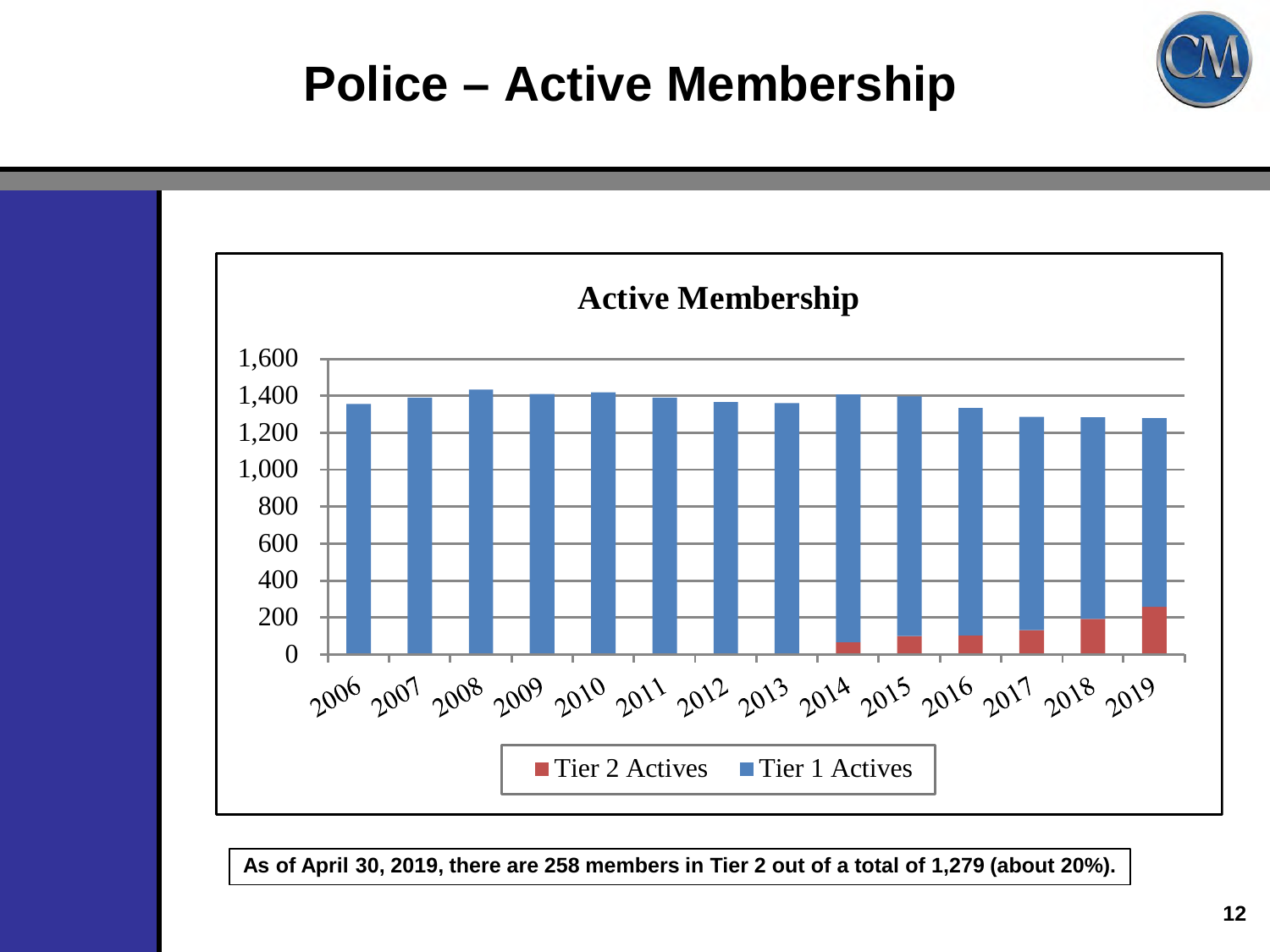# Police – Active Membership

**Active Membership**

Legend: Tier 2 Actives, Tier 1 Actives

Years: 2006, 2007, 2008, 2009, 2010, 2011, 2012, 2013, 2014, 2015, 2016, 2017, 2018, 2019

**As of April 30, 2019, there are 258 members in Tier 2 out of a total of 1,279 (about 20%).**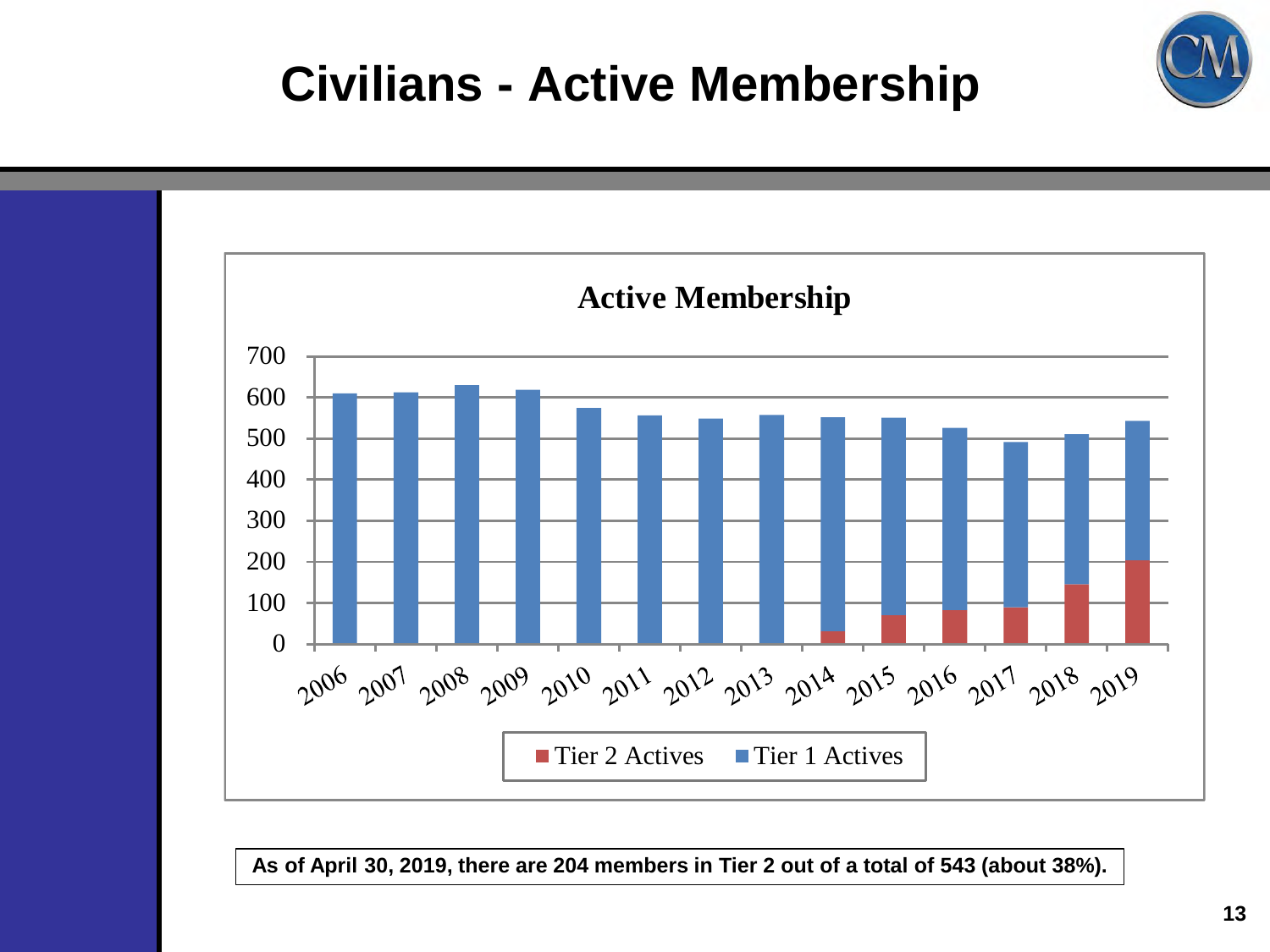# Civilians - Active Membership

**Active Membership**

| Year | Tier 2 Actives | Tier 1 Actives |
|---|---|---|
| 2006 | | ~608 |
| 2007 | | ~611 |
| 2008 | | ~629 |
| 2009 | | ~617 |
| 2010 | | ~573 |
| 2011 | | ~555 |
| 2012 | | ~547 |
| 2013 | | ~556 |
| 2014 | ~31 | ~519 |
| 2015 | ~67 | ~482 |
| 2016 | ~80 | ~444 |
| 2017 | ~89 | ~401 |
| 2018 | ~145 | ~364 |
| 2019 | 204 | 339 |

**As of April 30, 2019, there are 204 members in Tier 2 out of a total of 543 (about 38%).**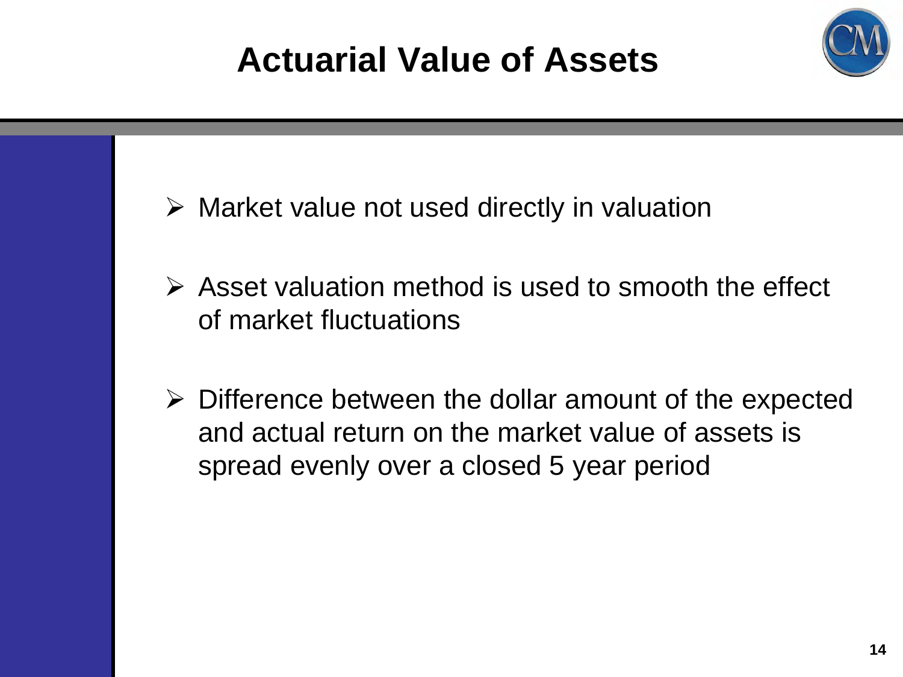# Actuarial Value of Assets

- Market value not used directly in valuation
- Asset valuation method is used to smooth the effect of market fluctuations
- Difference between the dollar amount of the expected and actual return on the market value of assets is spread evenly over a closed 5 year period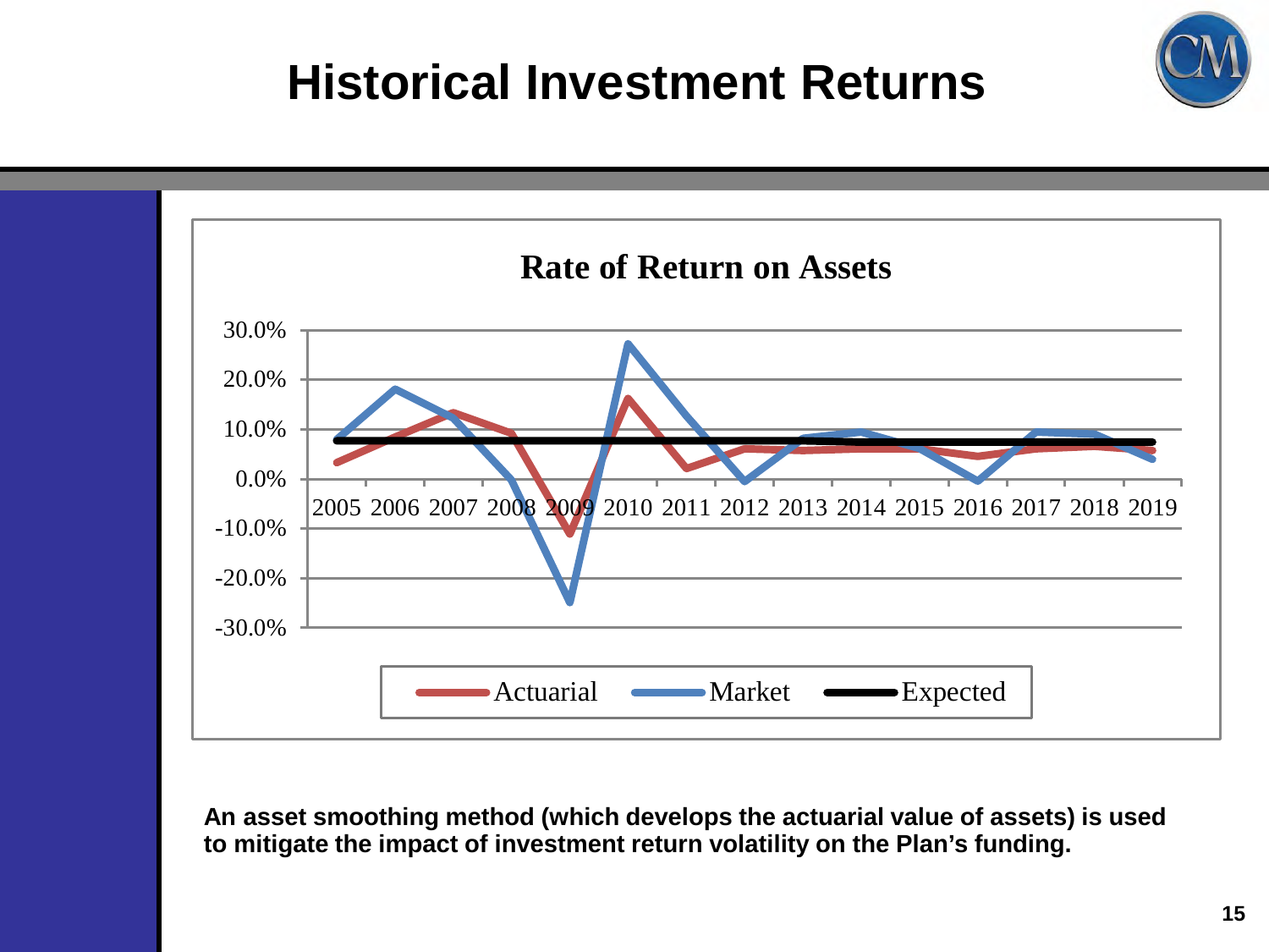# Historical Investment Returns

**Rate of Return on Assets**

**An asset smoothing method (which develops the actuarial value of assets) is used to mitigate the impact of investment return volatility on the Plan's funding.**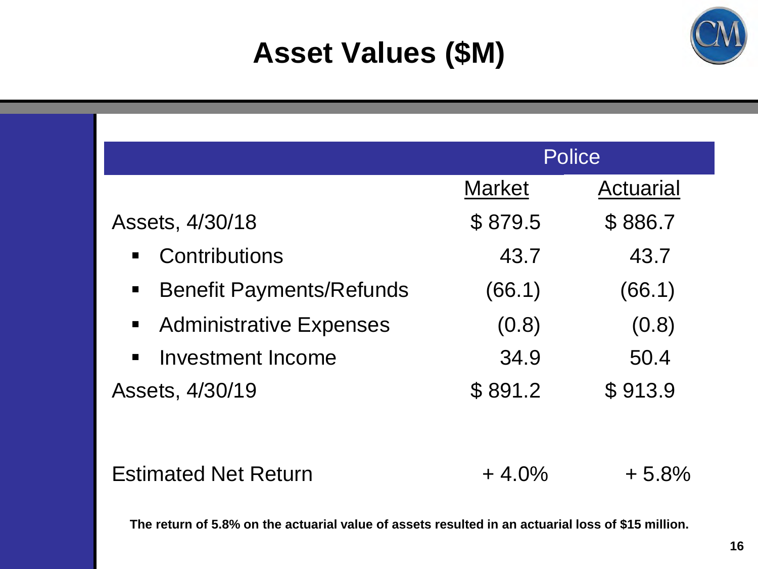# Asset Values ($M)

| | Police | |
|---|---|---|
| | Market | Actuarial |
| Assets, 4/30/18 | $ 879.5 | $ 886.7 |
| ▪ Contributions | 43.7 | 43.7 |
| ▪ Benefit Payments/Refunds | (66.1) | (66.1) |
| ▪ Administrative Expenses | (0.8) | (0.8) |
| ▪ Investment Income | 34.9 | 50.4 |
| Assets, 4/30/19 | $ 891.2 | $ 913.9 |
| | | |
| Estimated Net Return | + 4.0% | + 5.8% |

**The return of 5.8% on the actuarial value of assets resulted in an actuarial loss of $15 million.**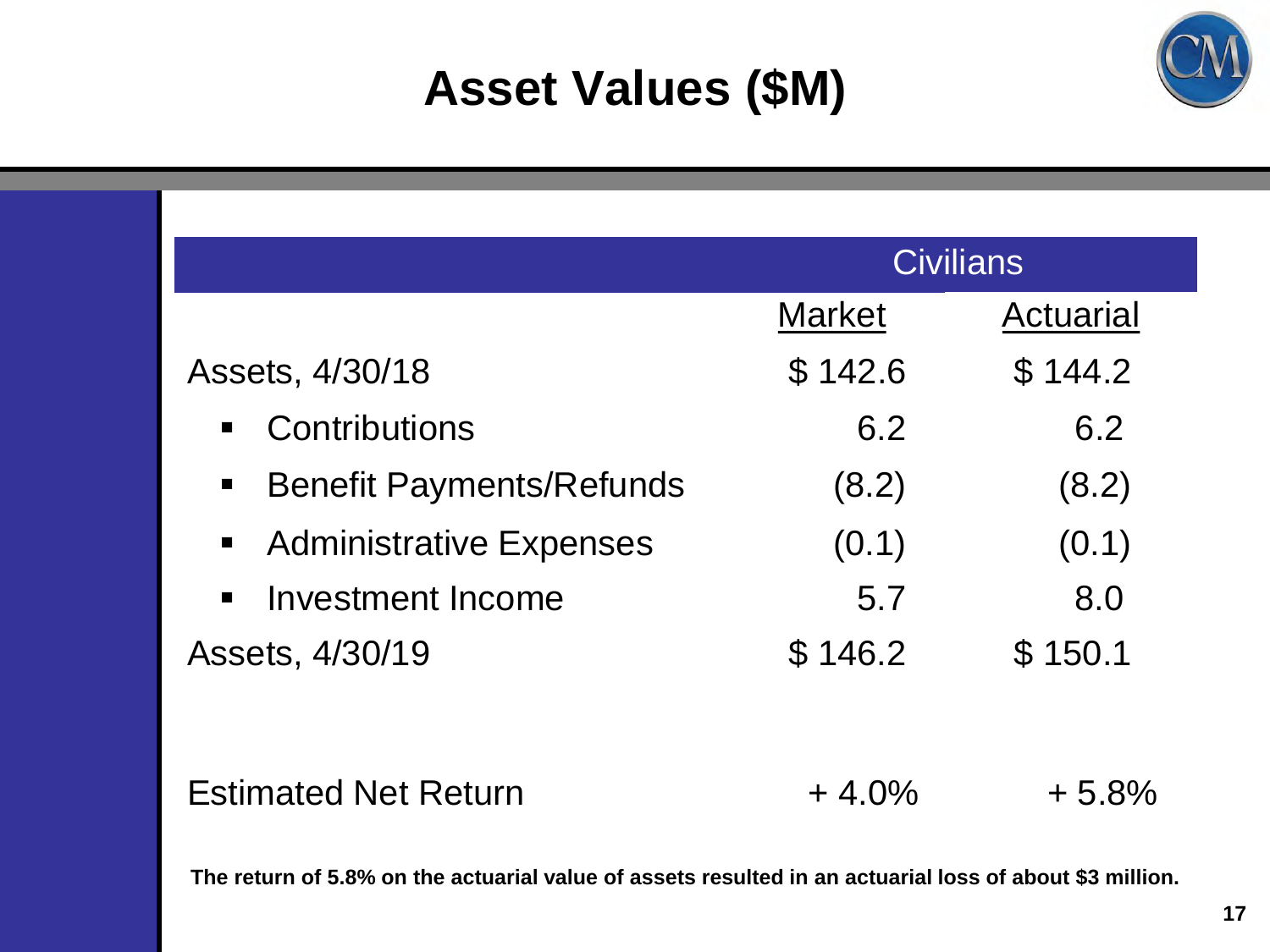# Asset Values ($M)

| | Civilians | |
|---|---|---|
| | Market | Actuarial |
| Assets, 4/30/18 | $ 142.6 | $ 144.2 |
| ▪ Contributions | 6.2 | 6.2 |
| ▪ Benefit Payments/Refunds | (8.2) | (8.2) |
| ▪ Administrative Expenses | (0.1) | (0.1) |
| ▪ Investment Income | 5.7 | 8.0 |
| Assets, 4/30/19 | $ 146.2 | $ 150.1 |
| | | |
| Estimated Net Return | + 4.0% | + 5.8% |

**The return of 5.8% on the actuarial value of assets resulted in an actuarial loss of about $3 million.**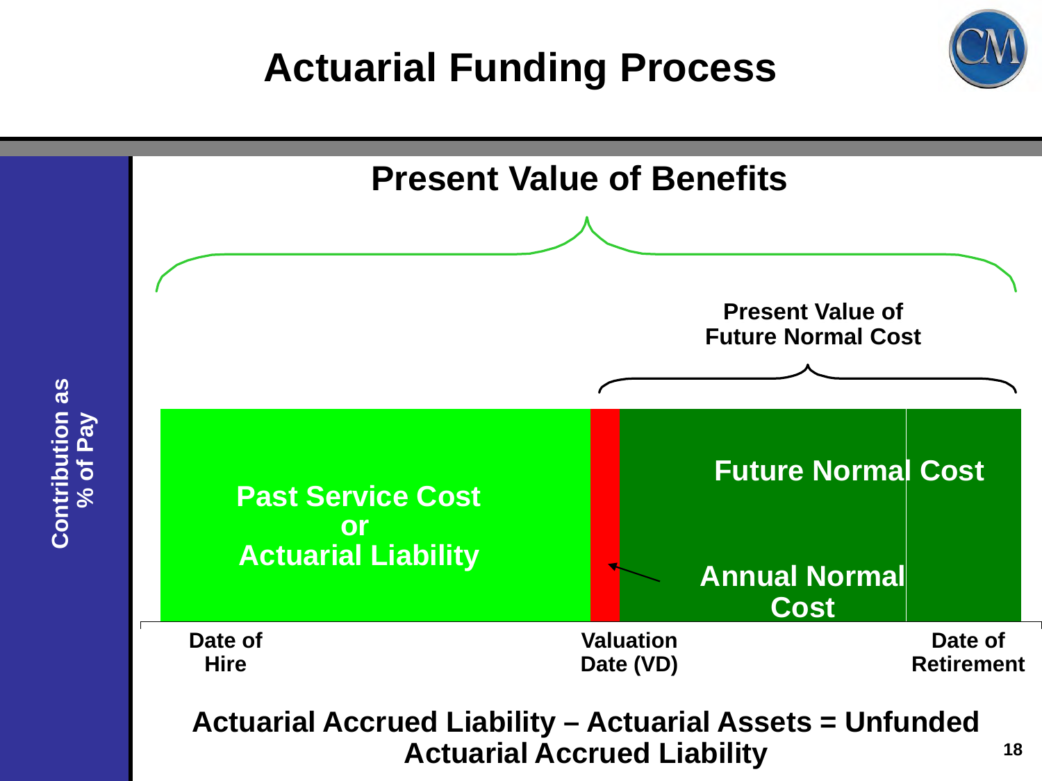# Actuarial Funding Process

**Contribution as % of Pay**

**Present Value of Benefits**

**Present Value of Future Normal Cost**

**Past Service Cost or Actuarial Liability**

**Future Normal Cost**

**Annual Normal Cost**

**Date of Hire** | **Valuation Date (VD)** | **Date of Retirement**

**Actuarial Accrued Liability – Actuarial Assets = Unfunded Actuarial Accrued Liability**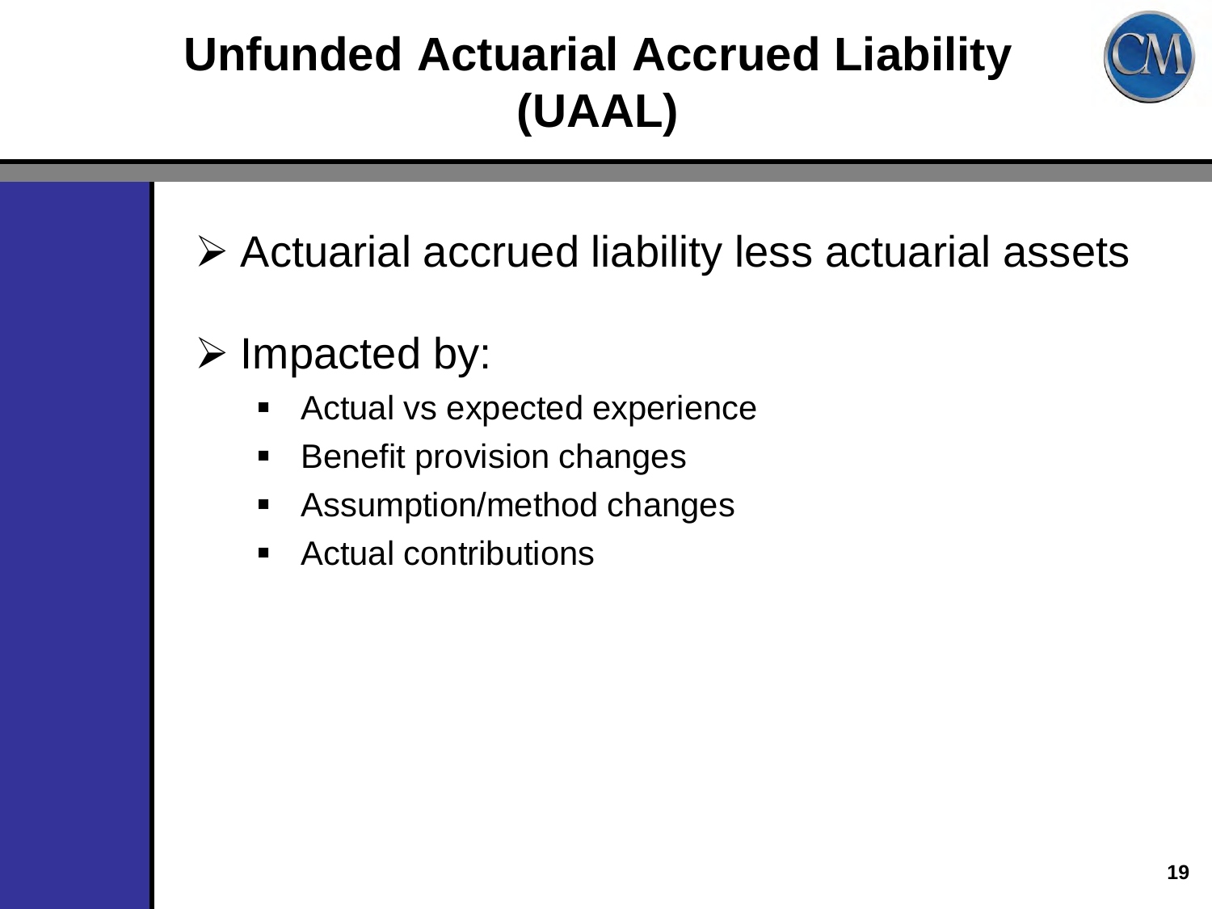# Unfunded Actuarial Accrued Liability (UAAL)

- Actuarial accrued liability less actuarial assets
- Impacted by:
  - Actual vs expected experience
  - Benefit provision changes
  - Assumption/method changes
  - Actual contributions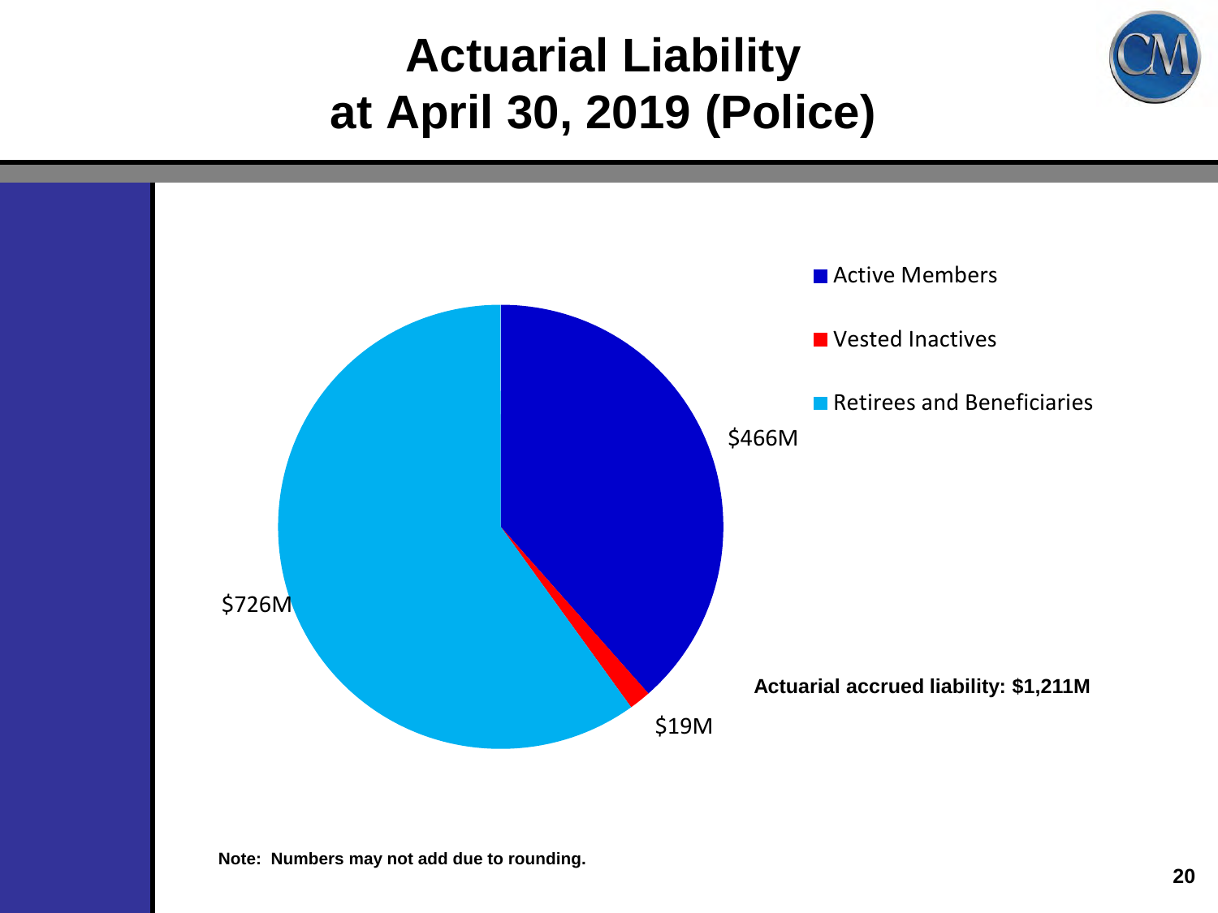# Actuarial Liability at April 30, 2019 (Police)

- Active Members
- Vested Inactives
- Retirees and Beneficiaries

$466M

$19M

$726M

**Actuarial accrued liability: $1,211M**

**Note: Numbers may not add due to rounding.**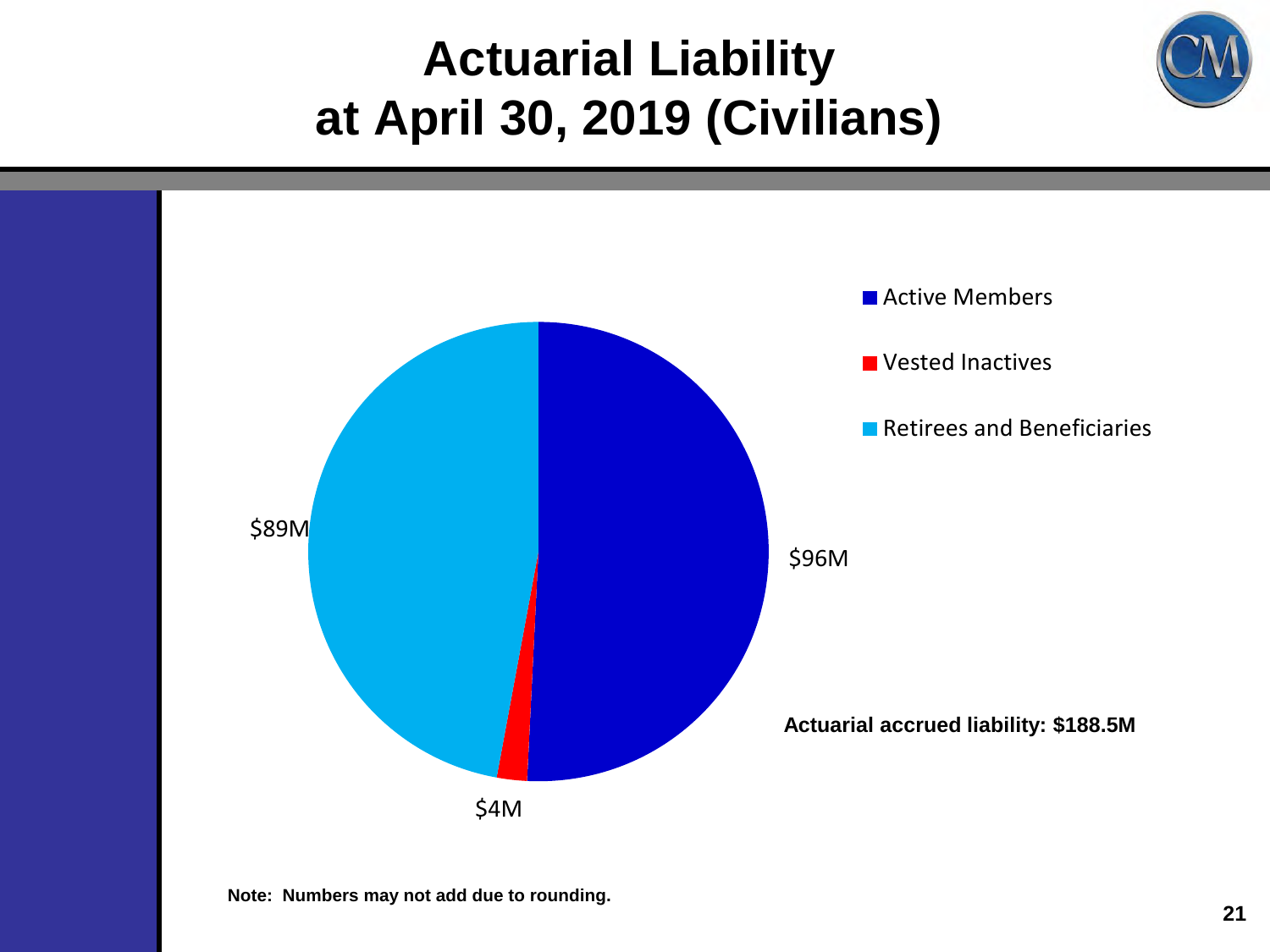# Actuarial Liability at April 30, 2019 (Civilians)

- Active Members
- Vested Inactives
- Retirees and Beneficiaries

$96M

$4M

$89M

**Actuarial accrued liability: $188.5M**

**Note: Numbers may not add due to rounding.**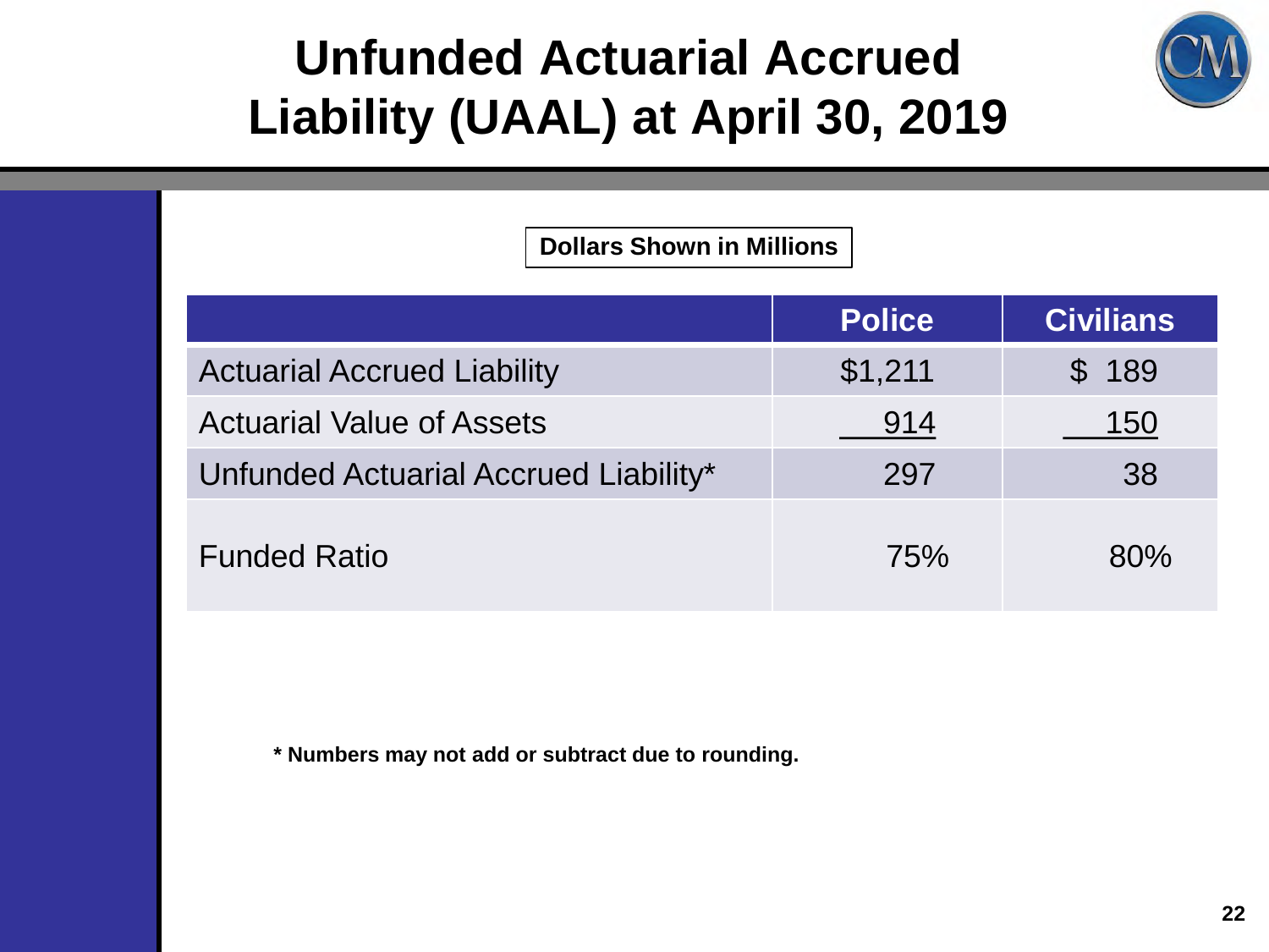# Unfunded Actuarial Accrued Liability (UAAL) at April 30, 2019

**Dollars Shown in Millions**

| | Police | Civilians |
|---|---|---|
| Actuarial Accrued Liability | $1,211 | $ 189 |
| Actuarial Value of Assets | 914 | 150 |
| Unfunded Actuarial Accrued Liability* | 297 | 38 |
| Funded Ratio | 75% | 80% |

**\* Numbers may not add or subtract due to rounding.**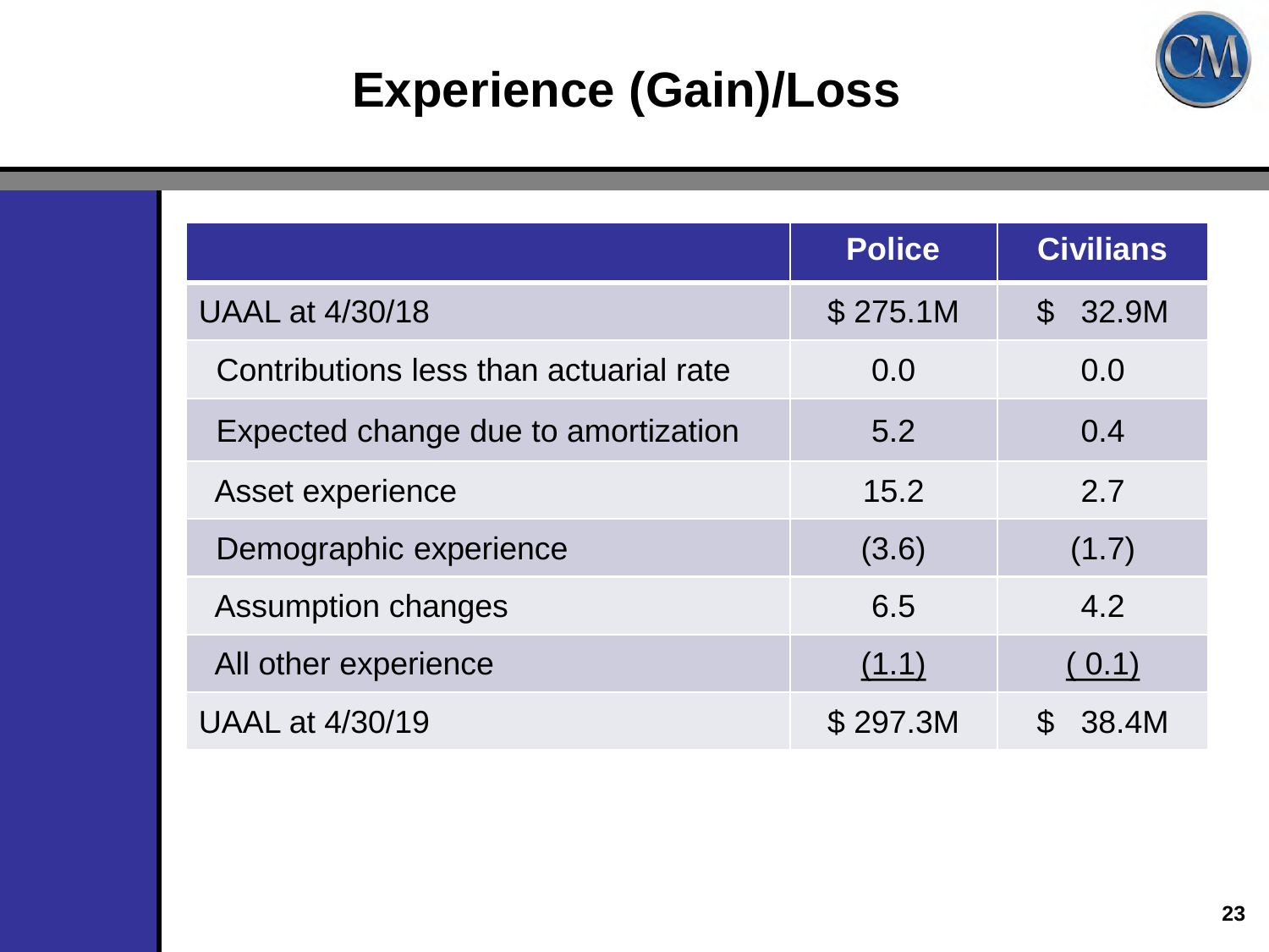# Experience (Gain)/Loss

| | Police | Civilians |
|---|---|---|
| UAAL at 4/30/18 | $ 275.1M | $ 32.9M |
| Contributions less than actuarial rate | 0.0 | 0.0 |
| Expected change due to amortization | 5.2 | 0.4 |
| Asset experience | 15.2 | 2.7 |
| Demographic experience | (3.6) | (1.7) |
| Assumption changes | 6.5 | 4.2 |
| All other experience | (1.1) | ( 0.1) |
| UAAL at 4/30/19 | $ 297.3M | $ 38.4M |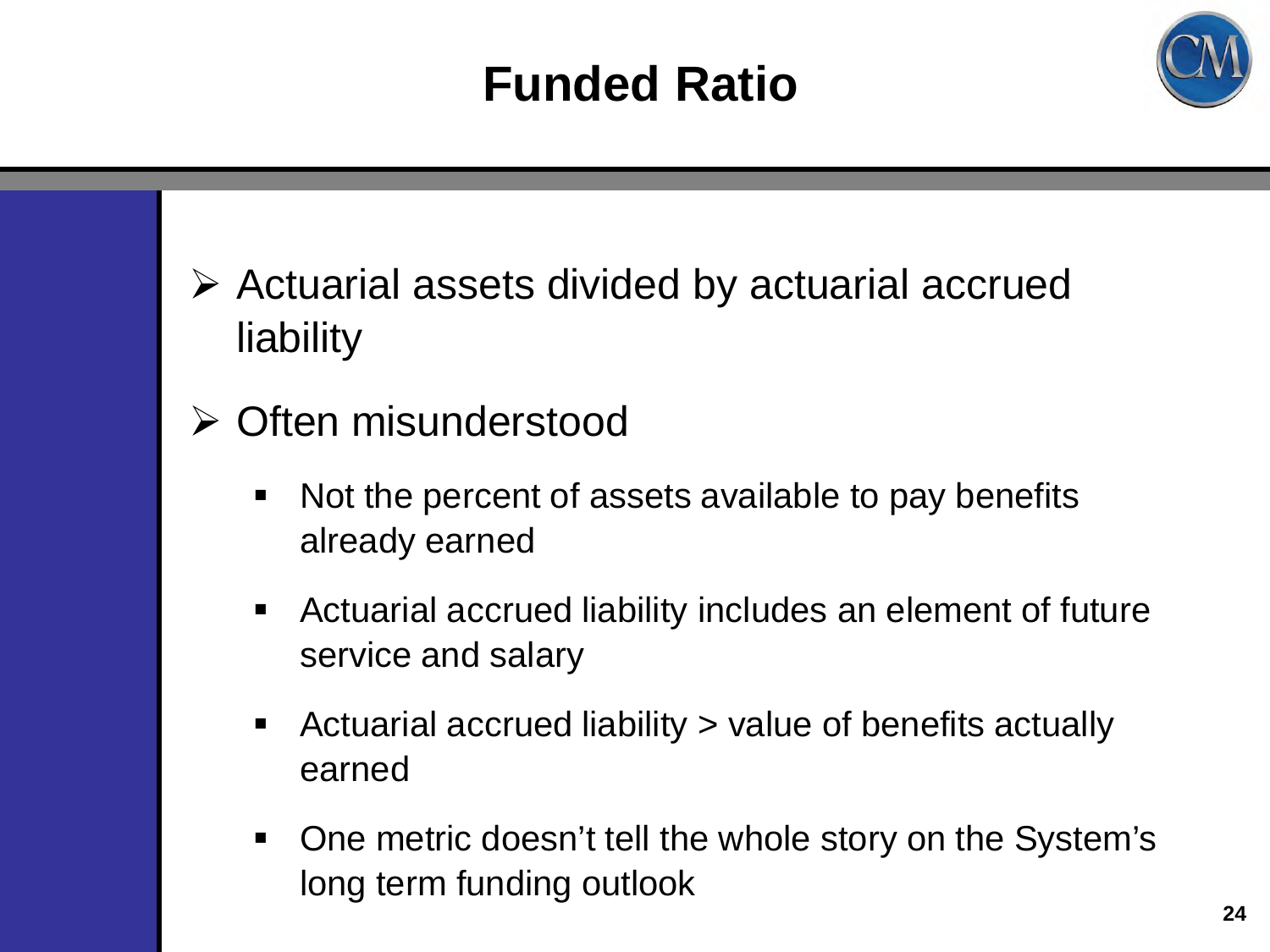# Funded Ratio

- Actuarial assets divided by actuarial accrued liability
- Often misunderstood
  - Not the percent of assets available to pay benefits already earned
  - Actuarial accrued liability includes an element of future service and salary
  - Actuarial accrued liability > value of benefits actually earned
  - One metric doesn't tell the whole story on the System's long term funding outlook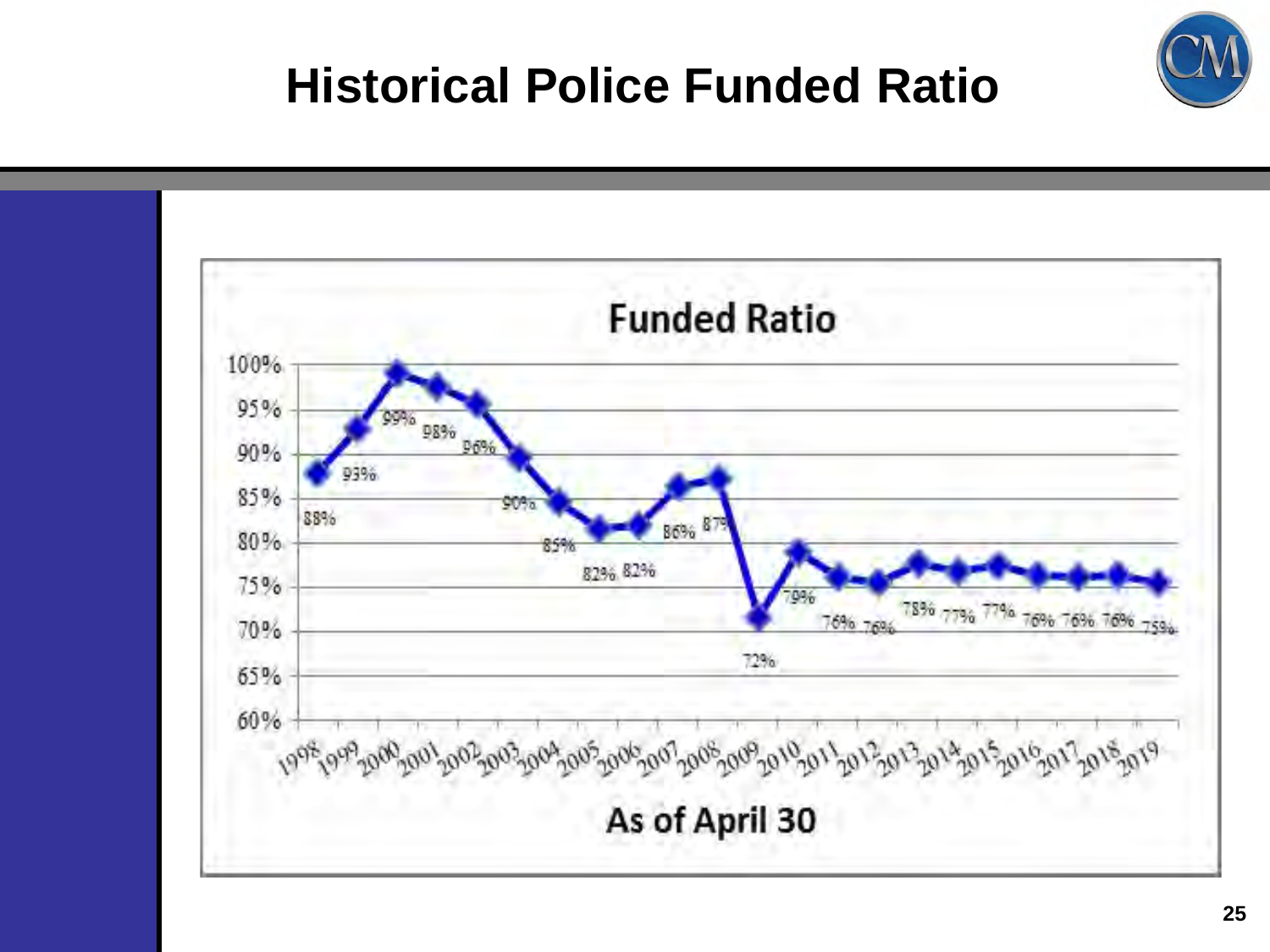# Historical Police Funded Ratio

**Funded Ratio**

| As of April 30 | Funded Ratio |
|---|---|
| 1998 | 88% |
| 1999 | 93% |
| 2000 | 99% |
| 2001 | 98% |
| 2002 | 96% |
| 2003 | 90% |
| 2004 | 85% |
| 2005 | 82% |
| 2006 | 82% |
| 2007 | 86% |
| 2008 | 87% |
| 2009 | 72% |
| 2010 | 79% |
| 2011 | 76% |
| 2012 | 76% |
| 2013 | 78% |
| 2014 | 77% |
| 2015 | 77% |
| 2016 | 76% |
| 2017 | 76% |
| 2018 | 76% |
| 2019 | 75% |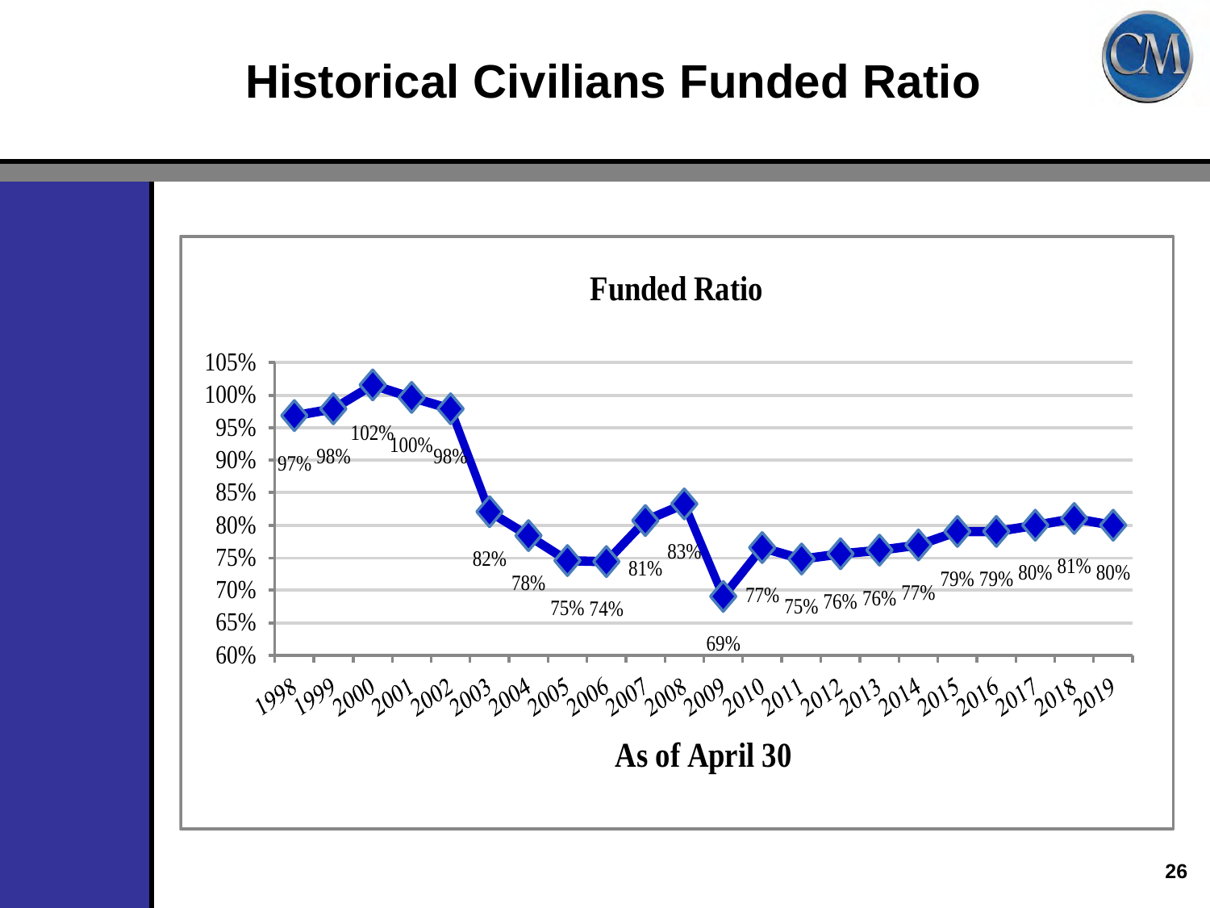# Historical Civilians Funded Ratio

**Funded Ratio**

| As of April 30 | Funded Ratio |
|---|---|
| 1998 | 97% |
| 1999 | 98% |
| 2000 | 102% |
| 2001 | 100% |
| 2002 | 98% |
| 2003 | 82% |
| 2004 | 78% |
| 2005 | 75% |
| 2006 | 74% |
| 2007 | 81% |
| 2008 | 83% |
| 2009 | 69% |
| 2010 | 77% |
| 2011 | 75% |
| 2012 | 76% |
| 2013 | 76% |
| 2014 | 77% |
| 2015 | 79% |
| 2016 | 79% |
| 2017 | 80% |
| 2018 | 81% |
| 2019 | 80% |

**As of April 30**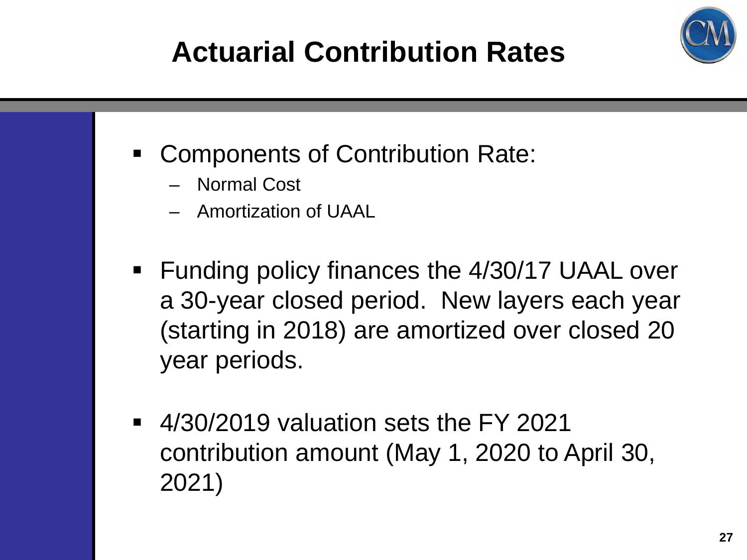# Actuarial Contribution Rates

- Components of Contribution Rate:
  - Normal Cost
  - Amortization of UAAL
- Funding policy finances the 4/30/17 UAAL over a 30-year closed period. New layers each year (starting in 2018) are amortized over closed 20 year periods.
- 4/30/2019 valuation sets the FY 2021 contribution amount (May 1, 2020 to April 30, 2021)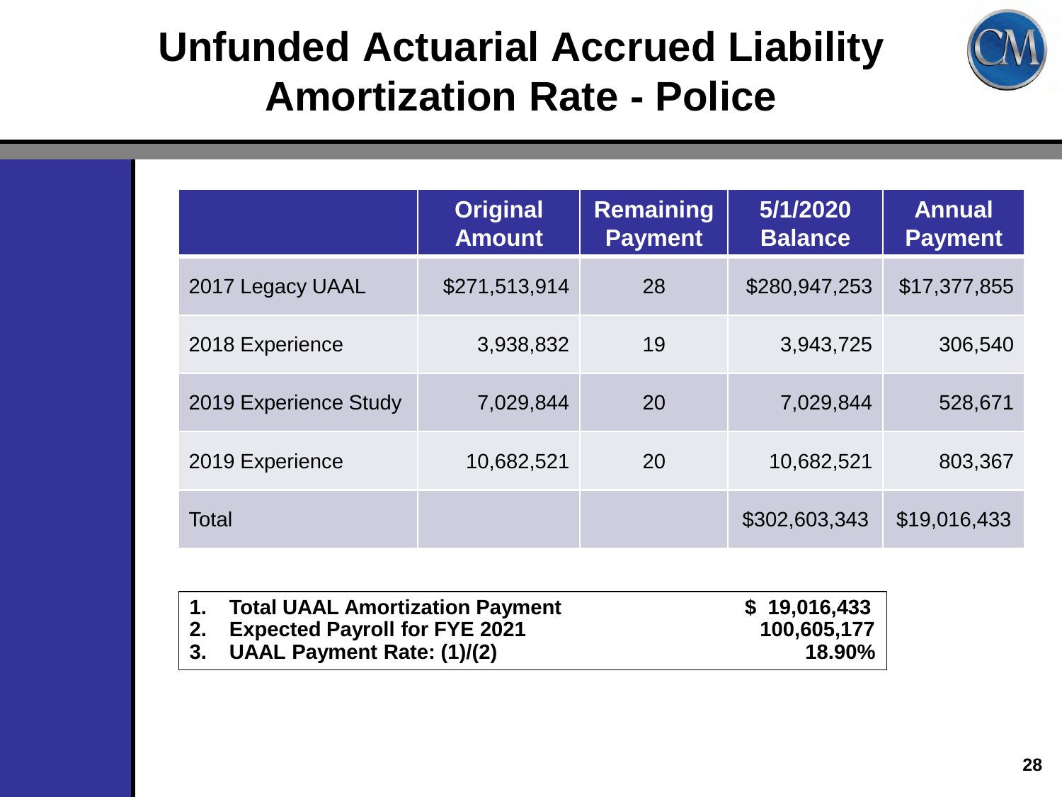# Unfunded Actuarial Accrued Liability Amortization Rate - Police

| | Original Amount | Remaining Payment | 5/1/2020 Balance | Annual Payment |
|---|---|---|---|---|
| 2017 Legacy UAAL | $271,513,914 | 28 | $280,947,253 | $17,377,855 |
| 2018 Experience | 3,938,832 | 19 | 3,943,725 | 306,540 |
| 2019 Experience Study | 7,029,844 | 20 | 7,029,844 | 528,671 |
| 2019 Experience | 10,682,521 | 20 | 10,682,521 | 803,367 |
| Total | | | $302,603,343 | $19,016,433 |

| | |
|---|---|
| **1. Total UAAL Amortization Payment** | **$ 19,016,433** |
| **2. Expected Payroll for FYE 2021** | **100,605,177** |
| **3. UAAL Payment Rate: (1)/(2)** | **18.90%** |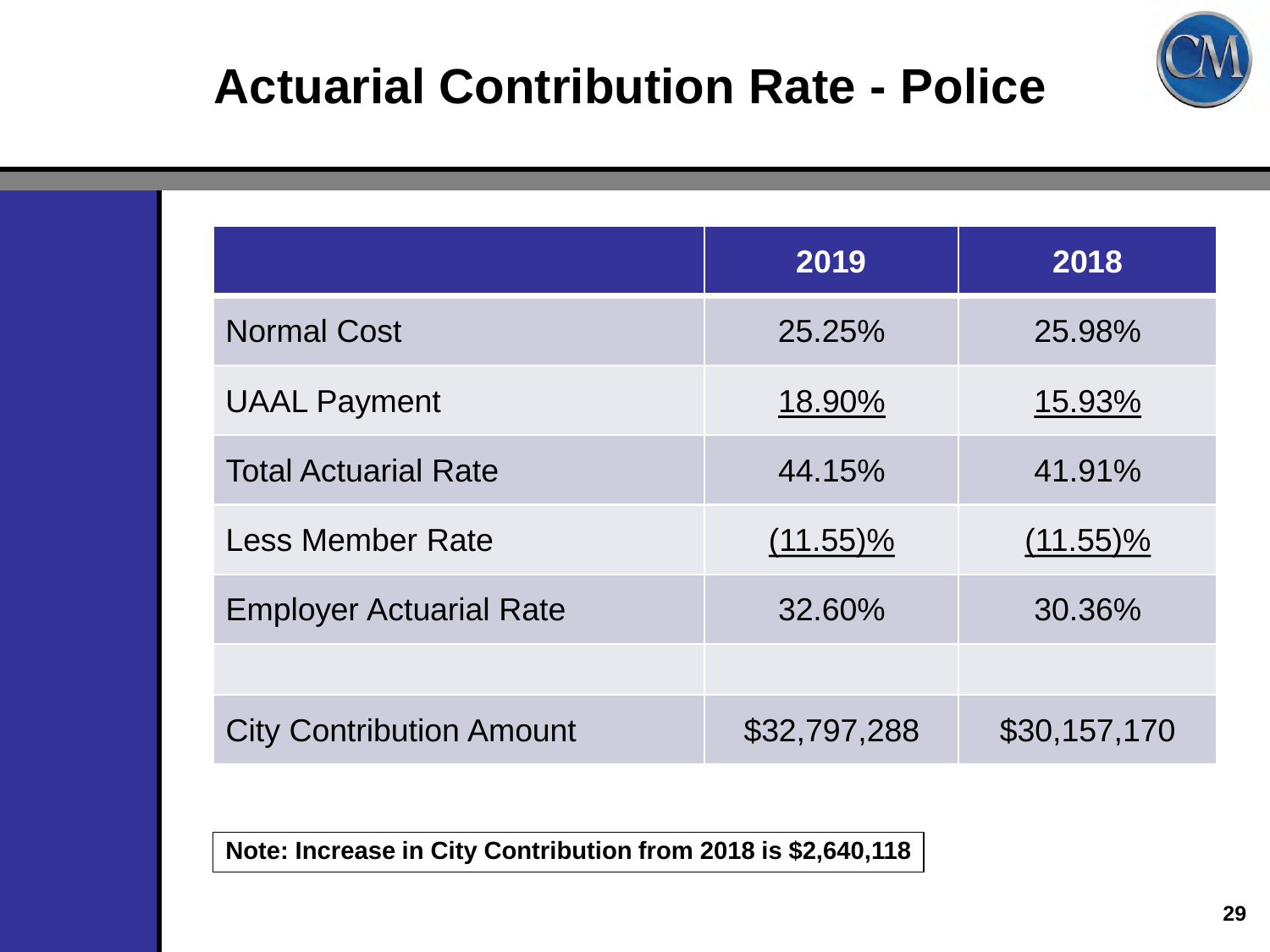# Actuarial Contribution Rate - Police

| | 2019 | 2018 |
|---|---|---|
| Normal Cost | 25.25% | 25.98% |
| UAAL Payment | 18.90% | 15.93% |
| Total Actuarial Rate | 44.15% | 41.91% |
| Less Member Rate | (11.55)% | (11.55)% |
| Employer Actuarial Rate | 32.60% | 30.36% |
| | | |
| City Contribution Amount | $32,797,288 | $30,157,170 |

**Note: Increase in City Contribution from 2018 is $2,640,118**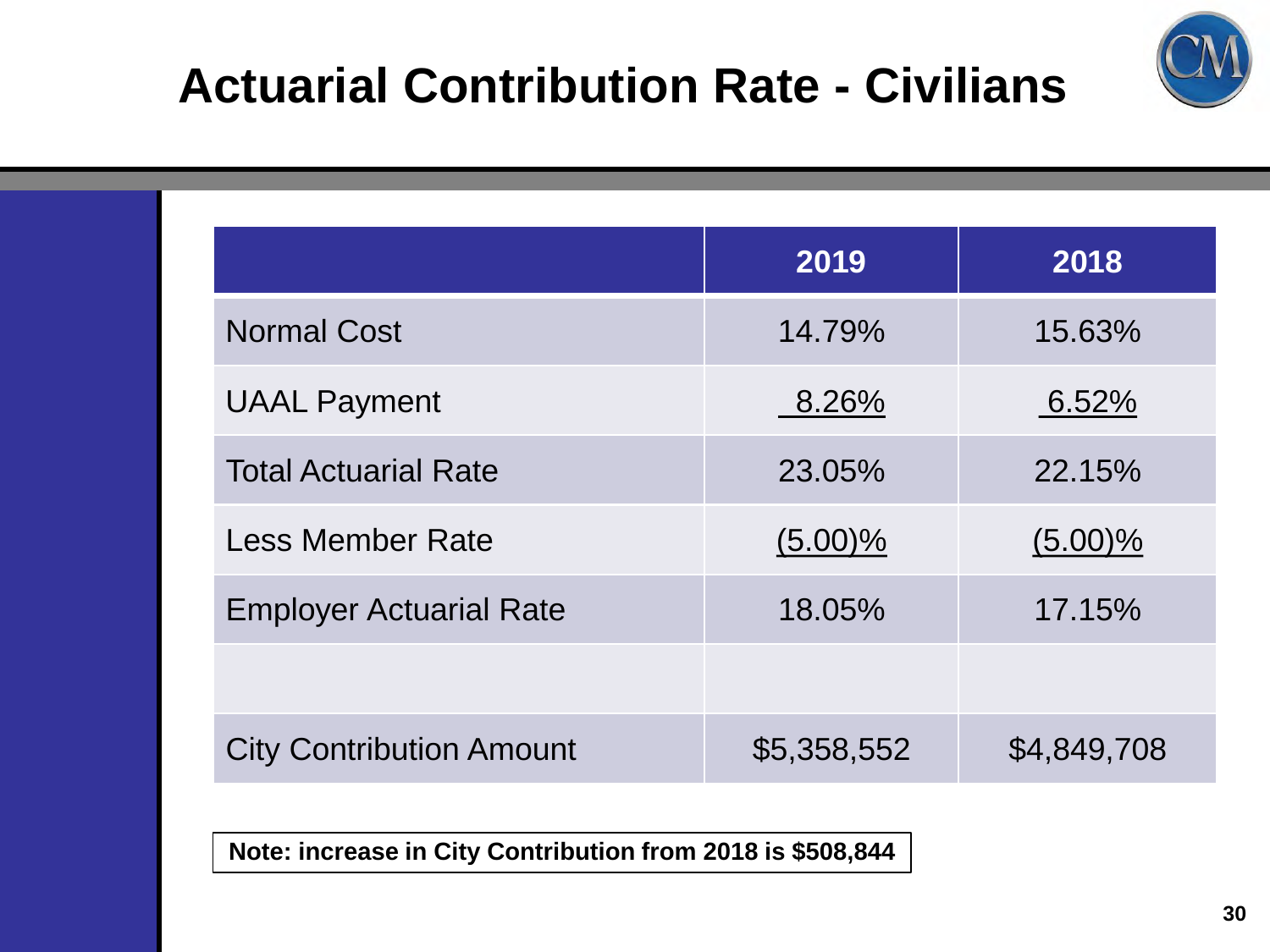# Actuarial Contribution Rate - Civilians

| | 2019 | 2018 |
|---|---|---|
| Normal Cost | 14.79% | 15.63% |
| UAAL Payment | 8.26% | 6.52% |
| Total Actuarial Rate | 23.05% | 22.15% |
| Less Member Rate | (5.00)% | (5.00)% |
| Employer Actuarial Rate | 18.05% | 17.15% |
| | | |
| City Contribution Amount | $5,358,552 | $4,849,708 |

**Note: increase in City Contribution from 2018 is $508,844**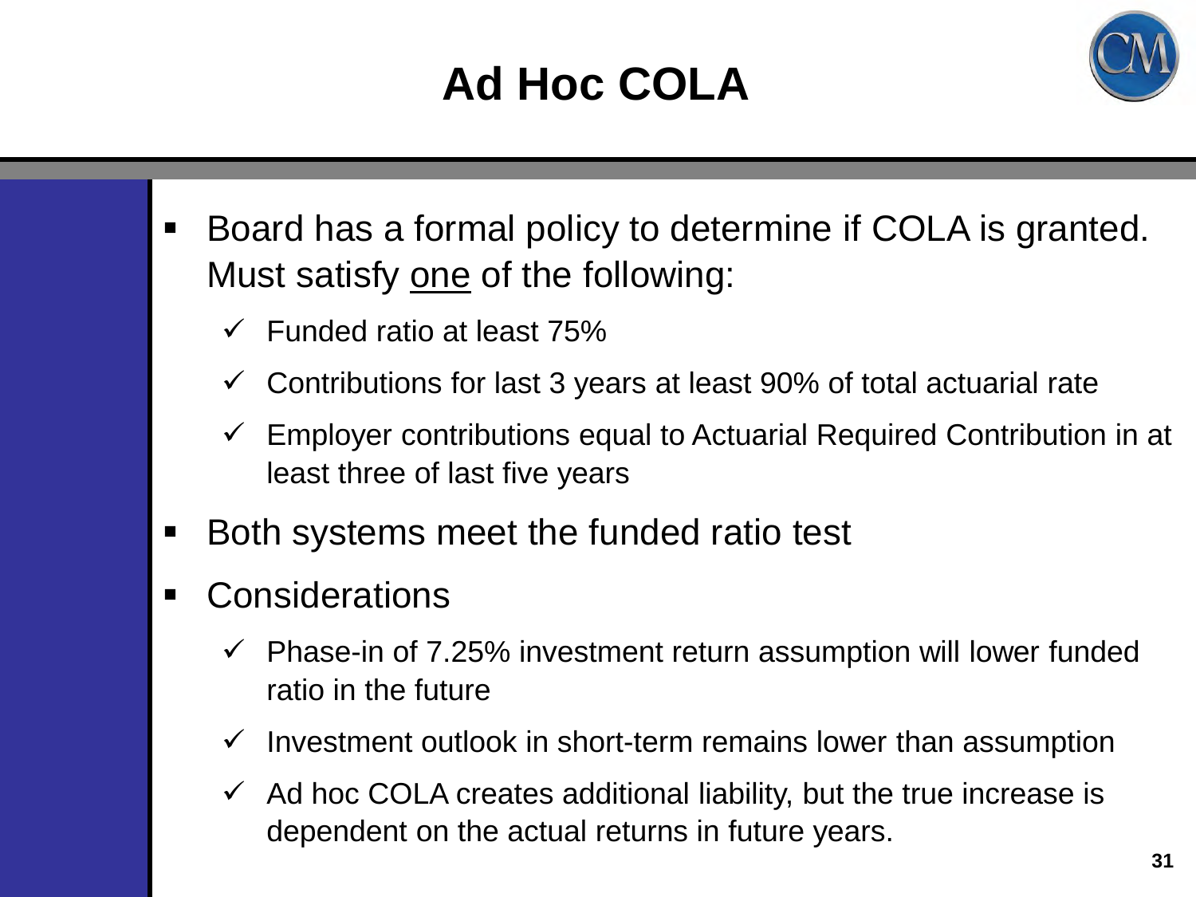# Ad Hoc COLA

- Board has a formal policy to determine if COLA is granted. Must satisfy <u>one</u> of the following:
  - ✓ Funded ratio at least 75%
  - ✓ Contributions for last 3 years at least 90% of total actuarial rate
  - ✓ Employer contributions equal to Actuarial Required Contribution in at least three of last five years
- Both systems meet the funded ratio test
- Considerations
  - ✓ Phase-in of 7.25% investment return assumption will lower funded ratio in the future
  - ✓ Investment outlook in short-term remains lower than assumption
  - ✓ Ad hoc COLA creates additional liability, but the true increase is dependent on the actual returns in future years.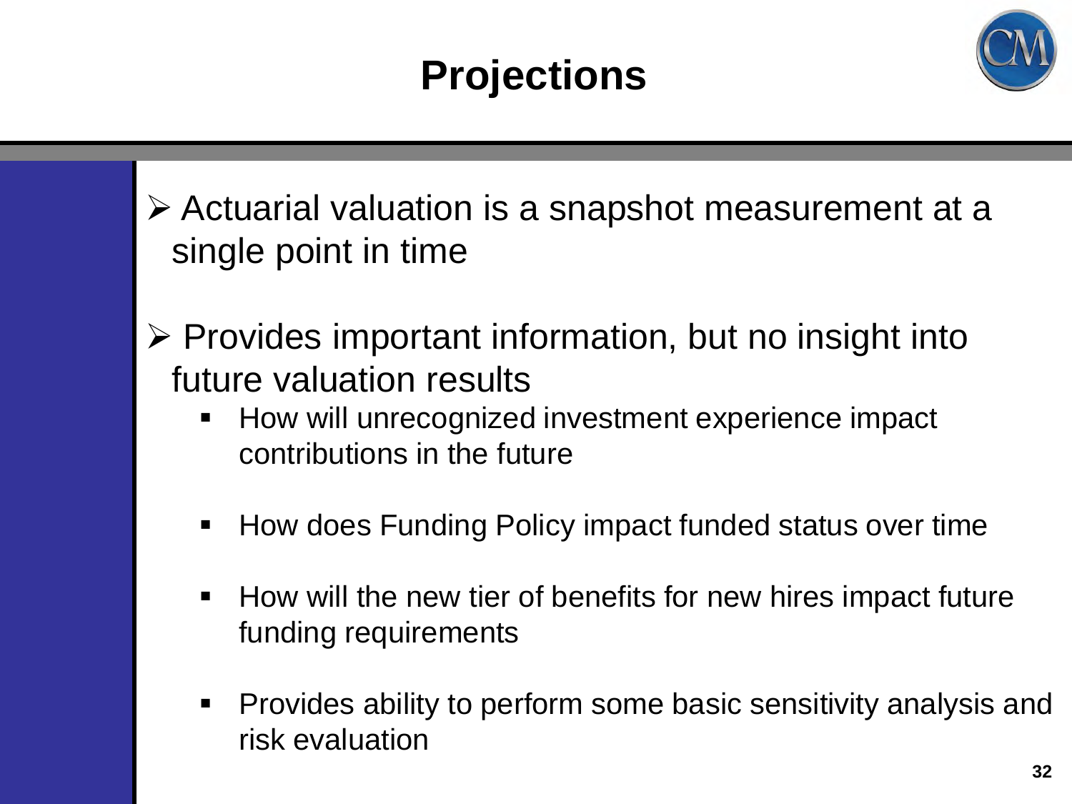# Projections

- Actuarial valuation is a snapshot measurement at a single point in time

- Provides important information, but no insight into future valuation results
  - How will unrecognized investment experience impact contributions in the future
  - How does Funding Policy impact funded status over time
  - How will the new tier of benefits for new hires impact future funding requirements
  - Provides ability to perform some basic sensitivity analysis and risk evaluation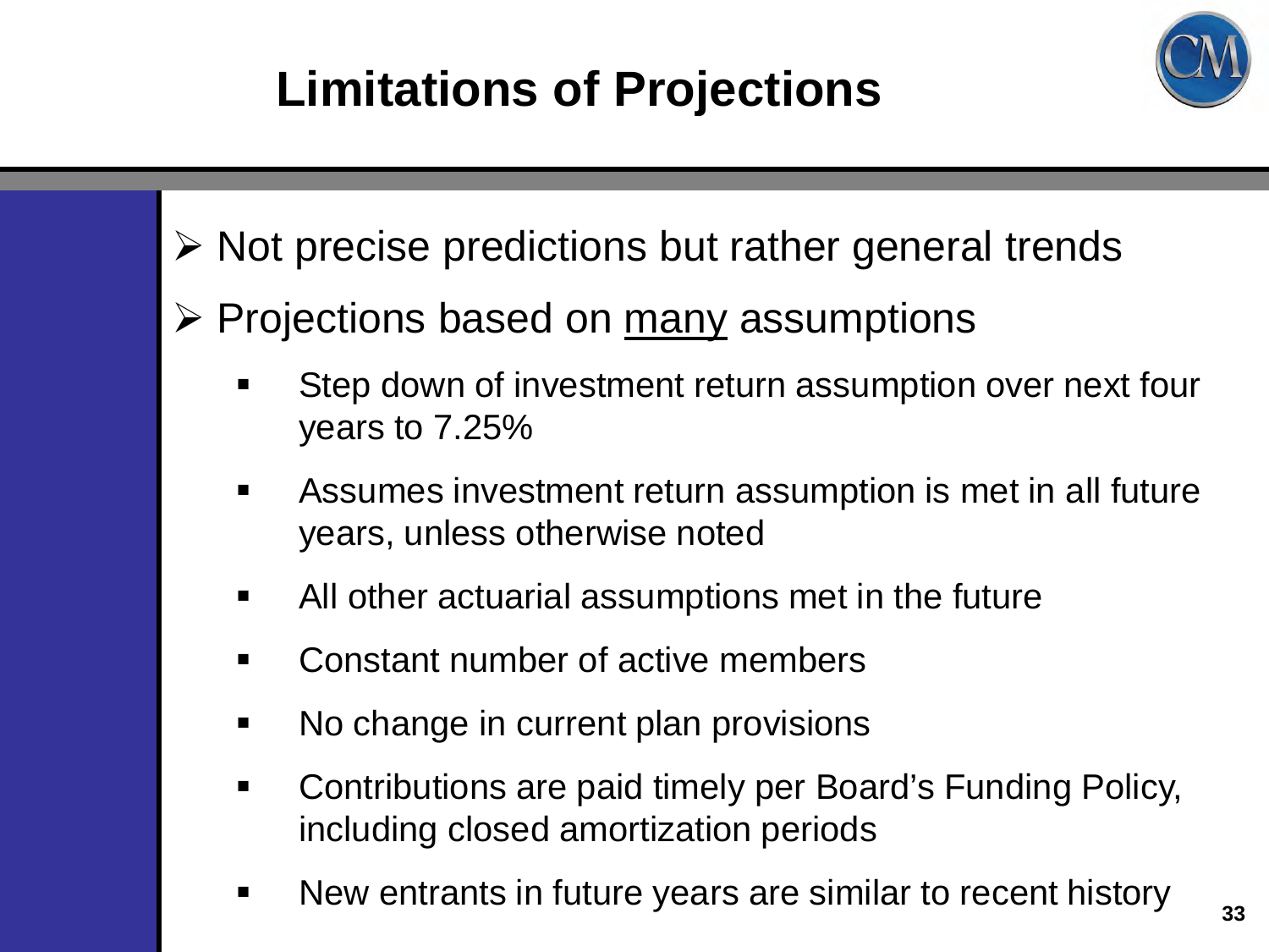# Limitations of Projections

- Not precise predictions but rather general trends
- Projections based on <u>many</u> assumptions
  - Step down of investment return assumption over next four years to 7.25%
  - Assumes investment return assumption is met in all future years, unless otherwise noted
  - All other actuarial assumptions met in the future
  - Constant number of active members
  - No change in current plan provisions
  - Contributions are paid timely per Board's Funding Policy, including closed amortization periods
  - New entrants in future years are similar to recent history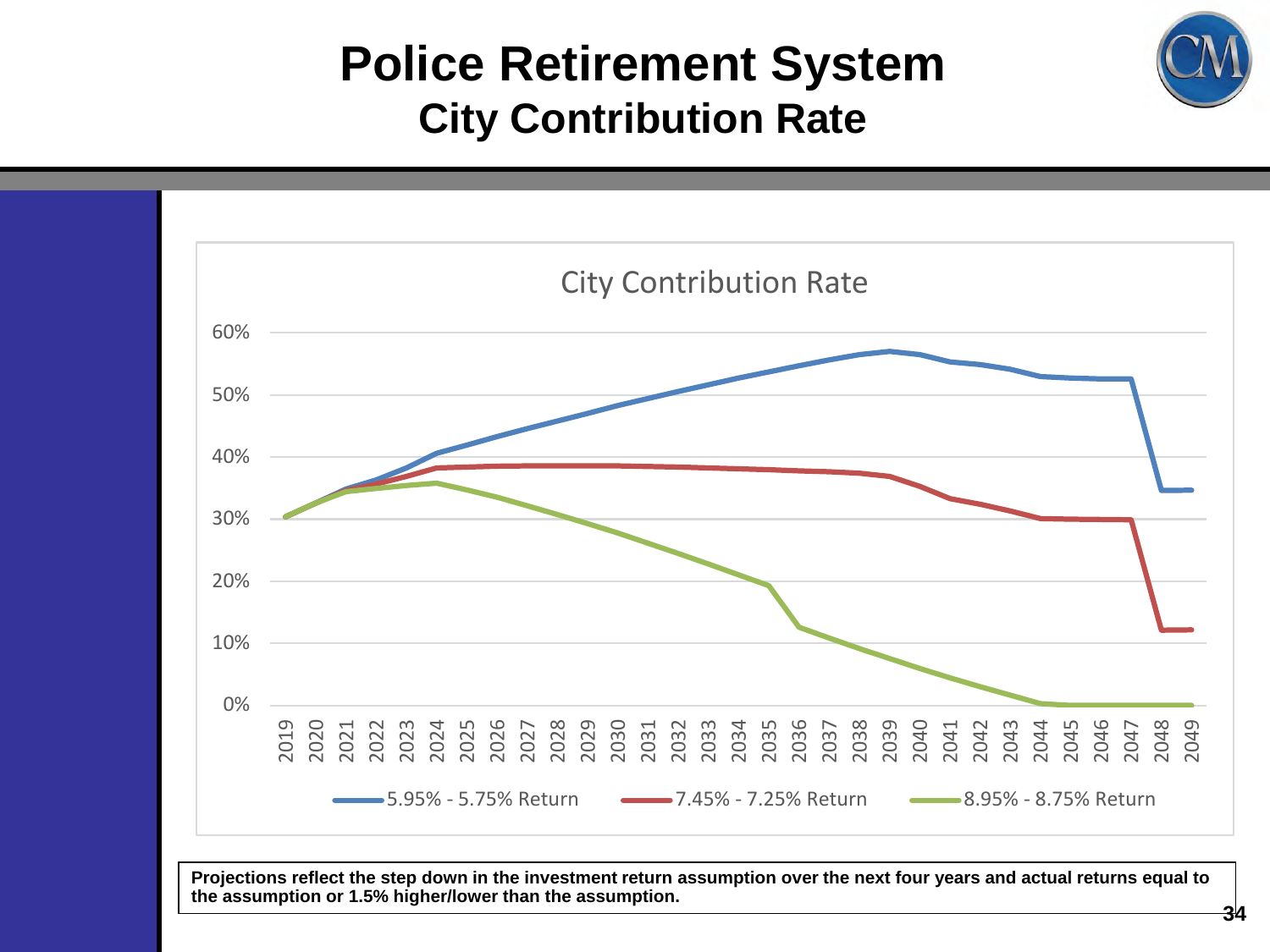# Police Retirement System

## City Contribution Rate

City Contribution Rate

60%
50%
40%
30%
20%
10%
0%

2019 2020 2021 2022 2023 2024 2025 2026 2027 2028 2029 2030 2031 2032 2033 2034 2035 2036 2037 2038 2039 2040 2041 2042 2043 2044 2045 2046 2047 2048 2049

5.95% - 5.75% Return | 7.45% - 7.25% Return | 8.95% - 8.75% Return

**Projections reflect the step down in the investment return assumption over the next four years and actual returns equal to the assumption or 1.5% higher/lower than the assumption.**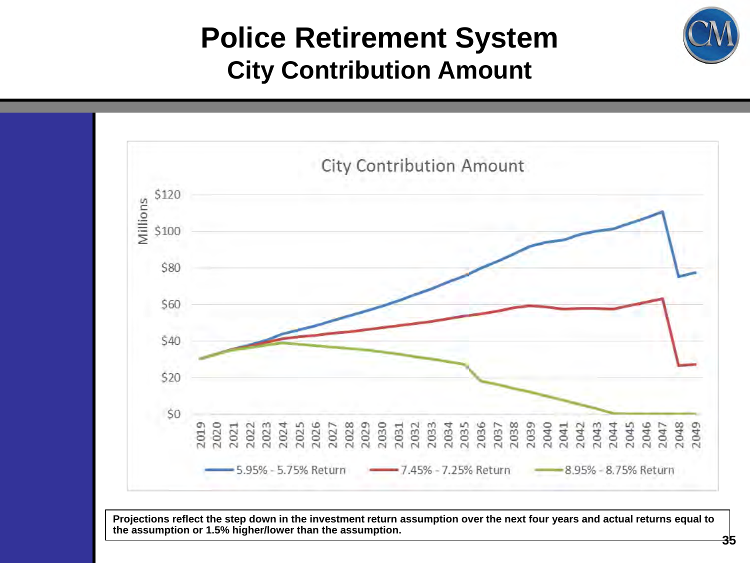# Police Retirement System

## City Contribution Amount

Projections reflect the step down in the investment return assumption over the next four years and actual returns equal to the assumption or 1.5% higher/lower than the assumption.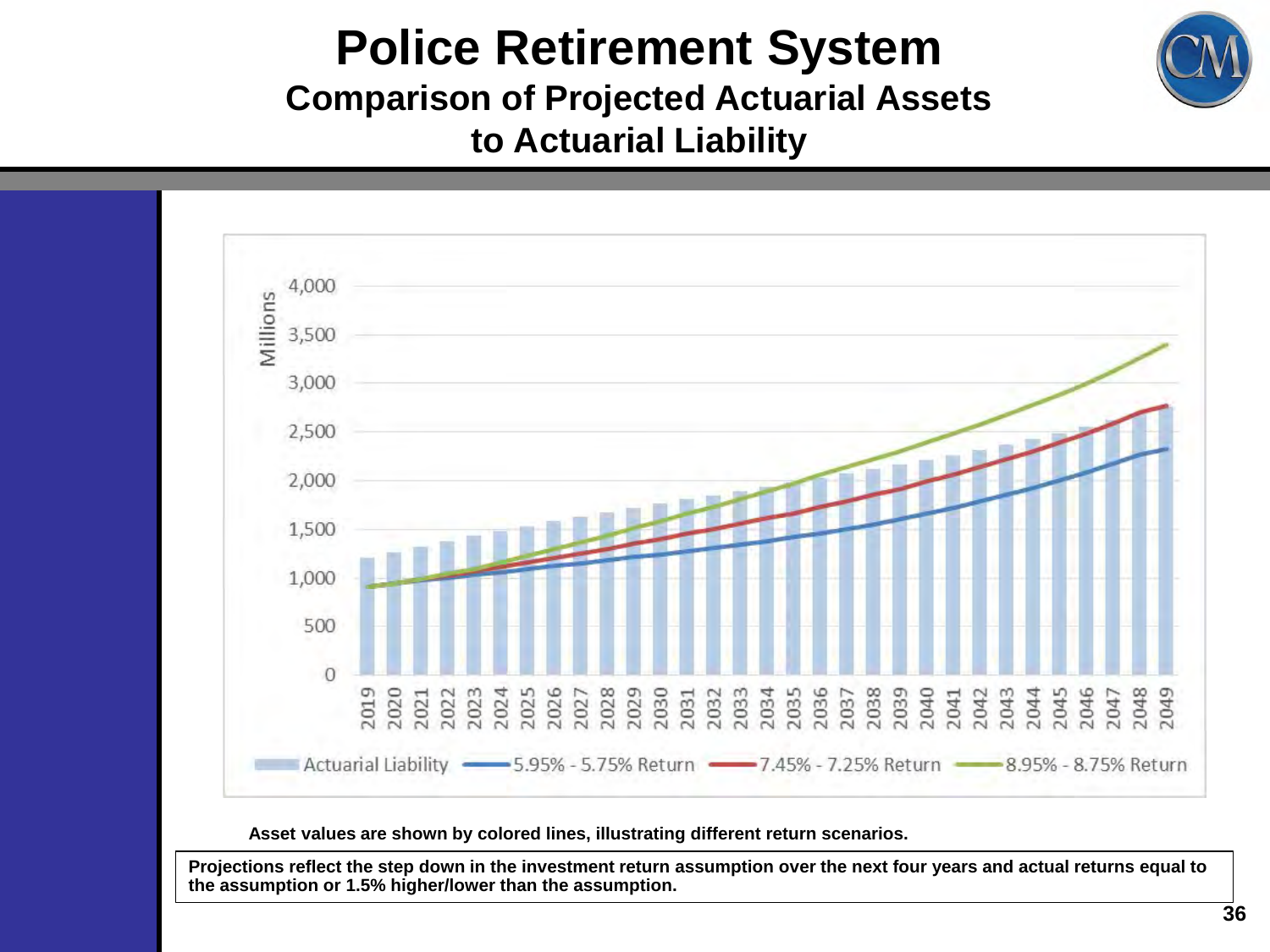# Police Retirement System

## Comparison of Projected Actuarial Assets to Actuarial Liability

Millions

4,000
3,500
3,000
2,500
2,000
1,500
1,000
500
0

2019 2020 2021 2022 2023 2024 2025 2026 2027 2028 2029 2030 2031 2032 2033 2034 2035 2036 2037 2038 2039 2040 2041 2042 2043 2044 2045 2046 2047 2048 2049

Actuarial Liability — 5.95% - 5.75% Return — 7.45% - 7.25% Return — 8.95% - 8.75% Return

**Asset values are shown by colored lines, illustrating different return scenarios.**

**Projections reflect the step down in the investment return assumption over the next four years and actual returns equal to the assumption or 1.5% higher/lower than the assumption.**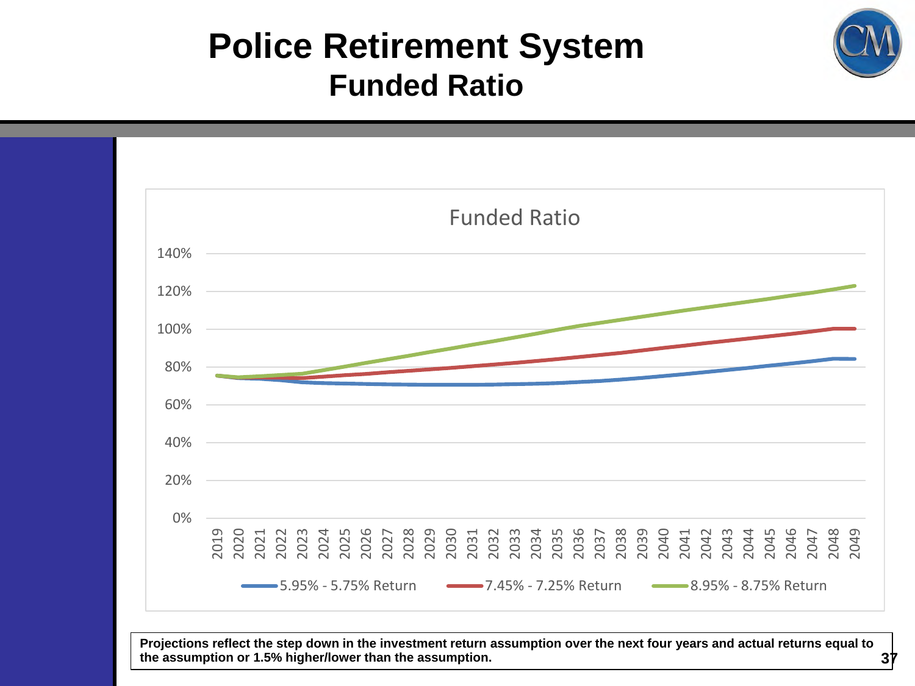# Police Retirement System

## Funded Ratio

Funded Ratio

140%
120%
100%
80%
60%
40%
20%
0%

2019 2020 2021 2022 2023 2024 2025 2026 2027 2028 2029 2030 2031 2032 2033 2034 2035 2036 2037 2038 2039 2040 2041 2042 2043 2044 2045 2046 2047 2048 2049

5.95% - 5.75% Return — 7.45% - 7.25% Return — 8.95% - 8.75% Return

**Projections reflect the step down in the investment return assumption over the next four years and actual returns equal to the assumption or 1.5% higher/lower than the assumption.**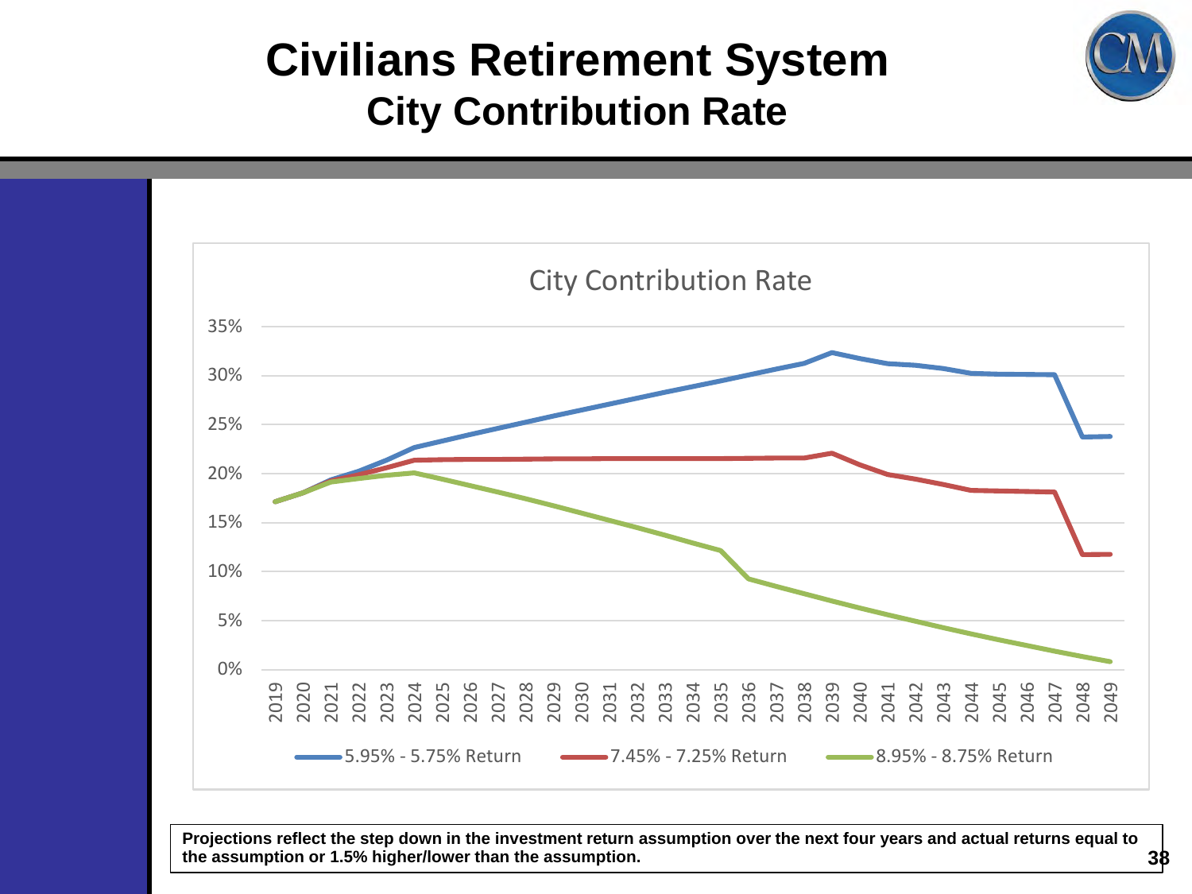# Civilians Retirement System
## City Contribution Rate

**Projections reflect the step down in the investment return assumption over the next four years and actual returns equal to the assumption or 1.5% higher/lower than the assumption.**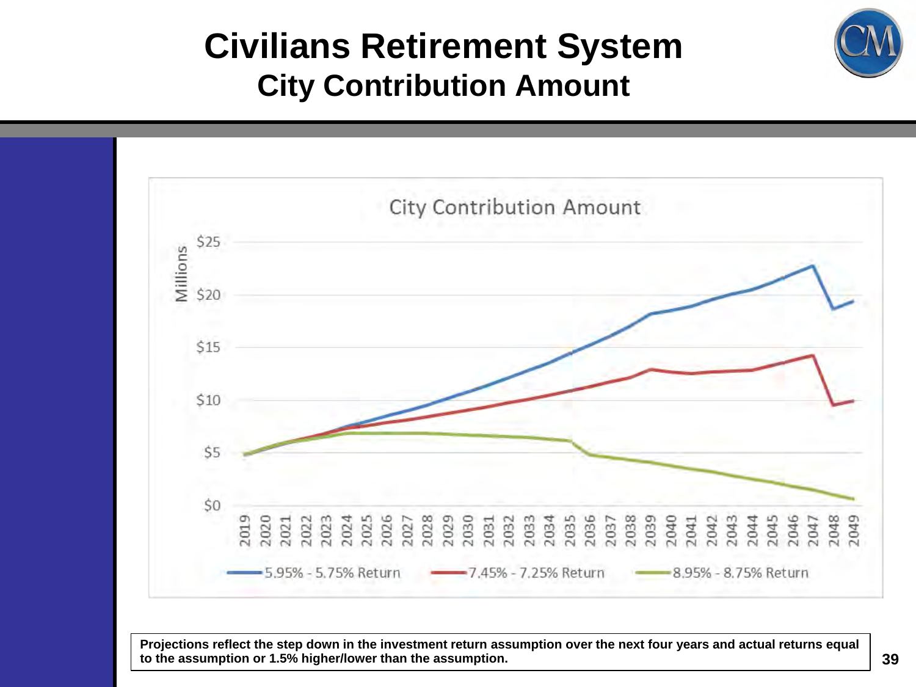# Civilians Retirement System
## City Contribution Amount

City Contribution Amount

Millions

$25
$20
$15
$10
$5
$0

2019 2020 2021 2022 2023 2024 2025 2026 2027 2028 2029 2030 2031 2032 2033 2034 2035 2036 2037 2038 2039 2040 2041 2042 2043 2044 2045 2046 2047 2048 2049

5.95% - 5.75% Return — 7.45% - 7.25% Return — 8.95% - 8.75% Return

**Projections reflect the step down in the investment return assumption over the next four years and actual returns equal to the assumption or 1.5% higher/lower than the assumption.**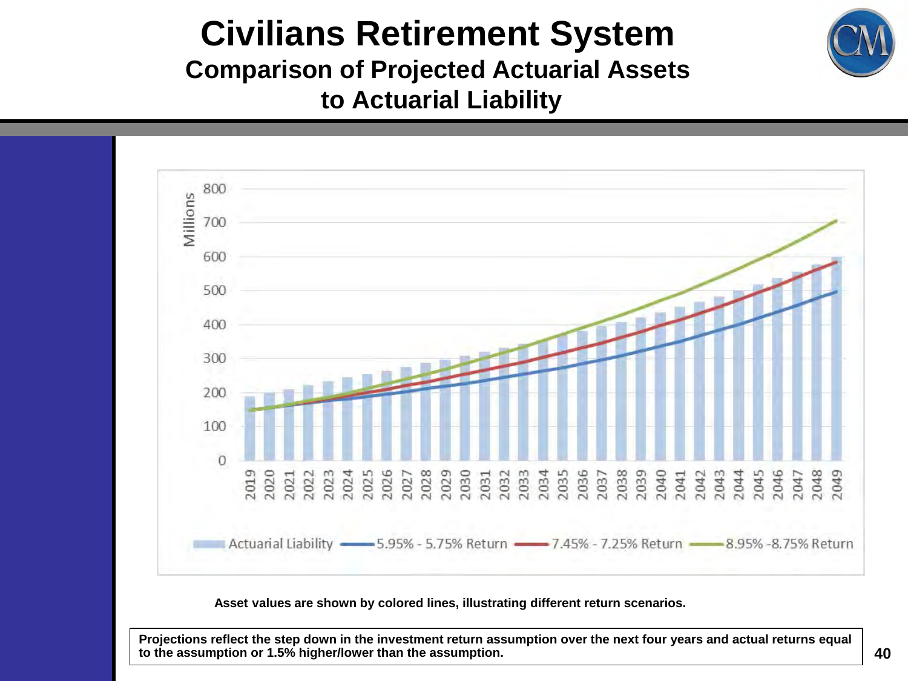# Civilians Retirement System

## Comparison of Projected Actuarial Assets to Actuarial Liability

Asset values are shown by colored lines, illustrating different return scenarios.

Projections reflect the step down in the investment return assumption over the next four years and actual returns equal to the assumption or 1.5% higher/lower than the assumption.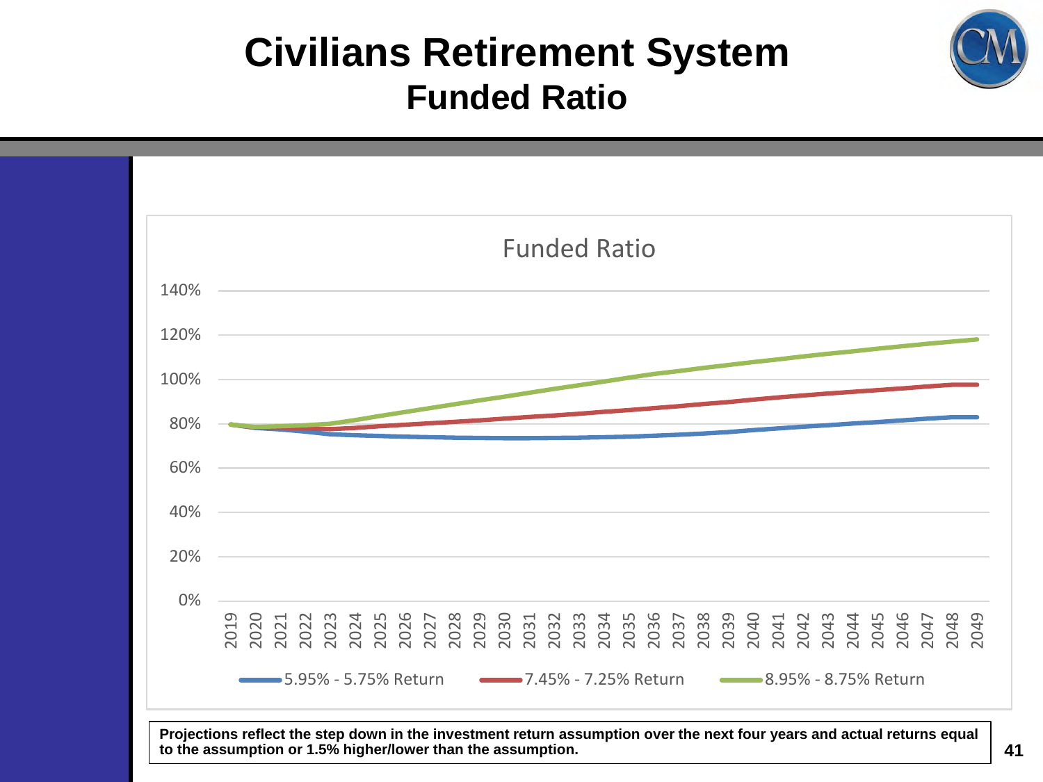# Civilians Retirement System

## Funded Ratio

Funded Ratio

140%
120%
100%
80%
60%
40%
20%
0%

2019 2020 2021 2022 2023 2024 2025 2026 2027 2028 2029 2030 2031 2032 2033 2034 2035 2036 2037 2038 2039 2040 2041 2042 2043 2044 2045 2046 2047 2048 2049

5.95% - 5.75% Return — 7.45% - 7.25% Return — 8.95% - 8.75% Return

**Projections reflect the step down in the investment return assumption over the next four years and actual returns equal to the assumption or 1.5% higher/lower than the assumption.**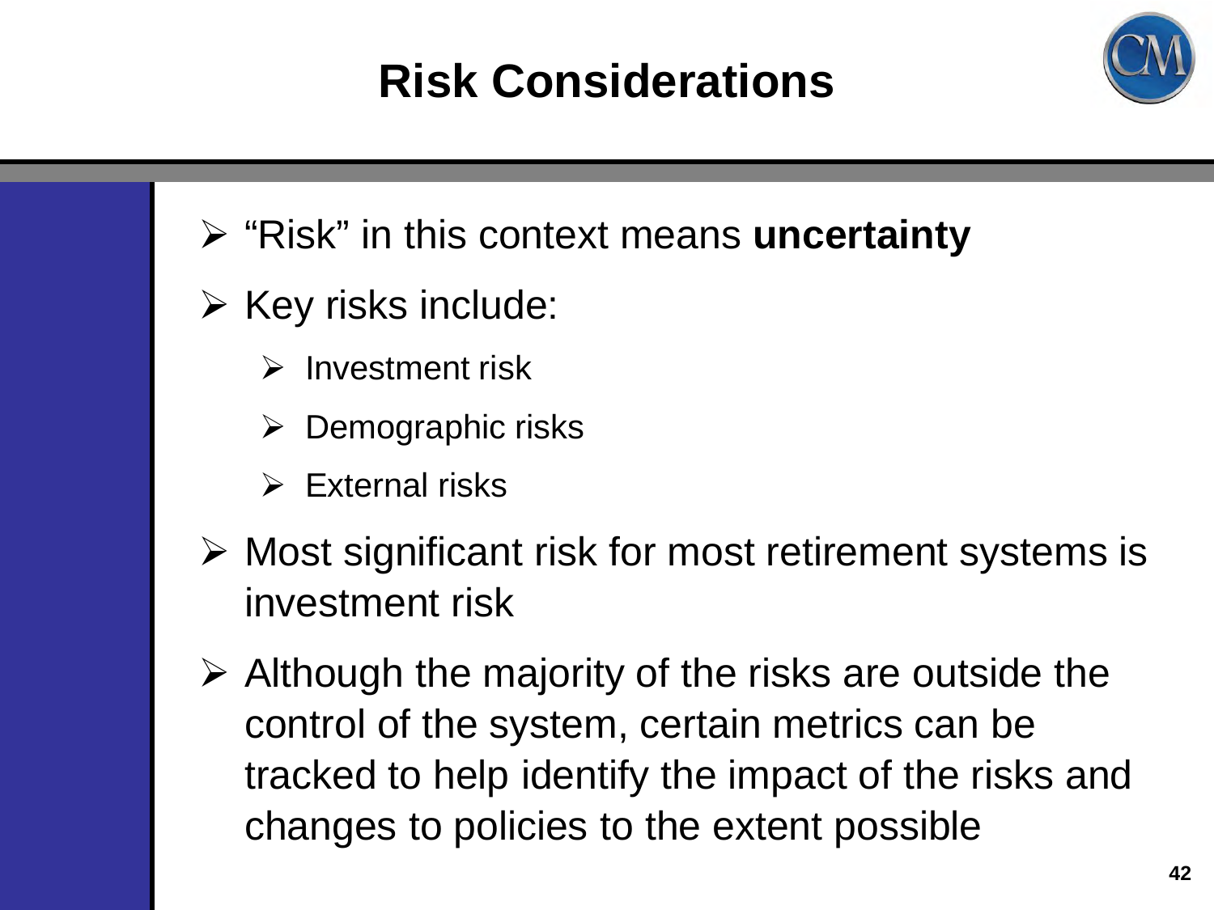# Risk Considerations

- "Risk" in this context means **uncertainty**
- Key risks include:
  - Investment risk
  - Demographic risks
  - External risks
- Most significant risk for most retirement systems is investment risk
- Although the majority of the risks are outside the control of the system, certain metrics can be tracked to help identify the impact of the risks and changes to policies to the extent possible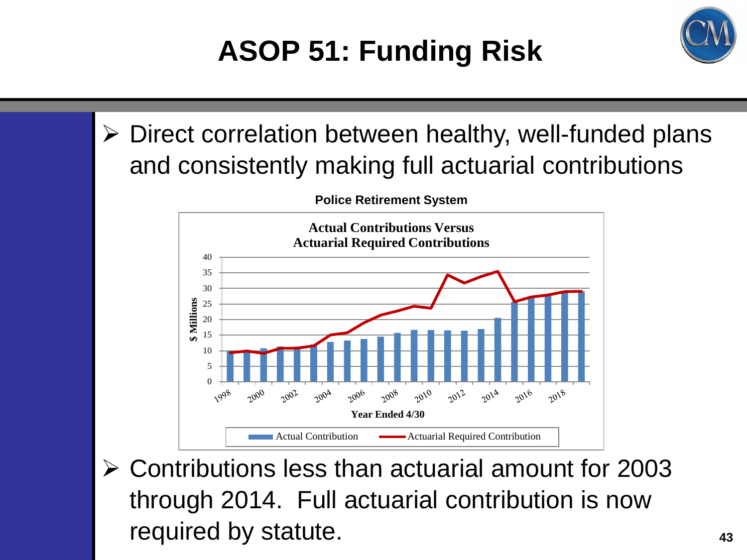# ASOP 51: Funding Risk

- Direct correlation between healthy, well-funded plans and consistently making full actuarial contributions

**Police Retirement System**

**Actual Contributions Versus Actuarial Required Contributions**

$ Millions (0–40) by Year Ended 4/30 (1998–2018)

Legend: Actual Contribution; Actuarial Required Contribution

- Contributions less than actuarial amount for 2003 through 2014. Full actuarial contribution is now required by statute.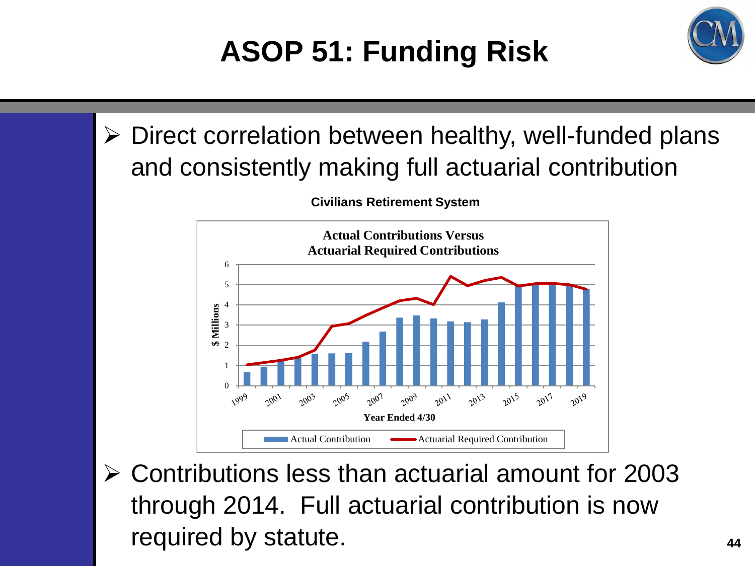# ASOP 51: Funding Risk

- Direct correlation between healthy, well-funded plans and consistently making full actuarial contribution

**Civilians Retirement System**

**Actual Contributions Versus Actuarial Required Contributions**

- Contributions less than actuarial amount for 2003 through 2014. Full actuarial contribution is now required by statute.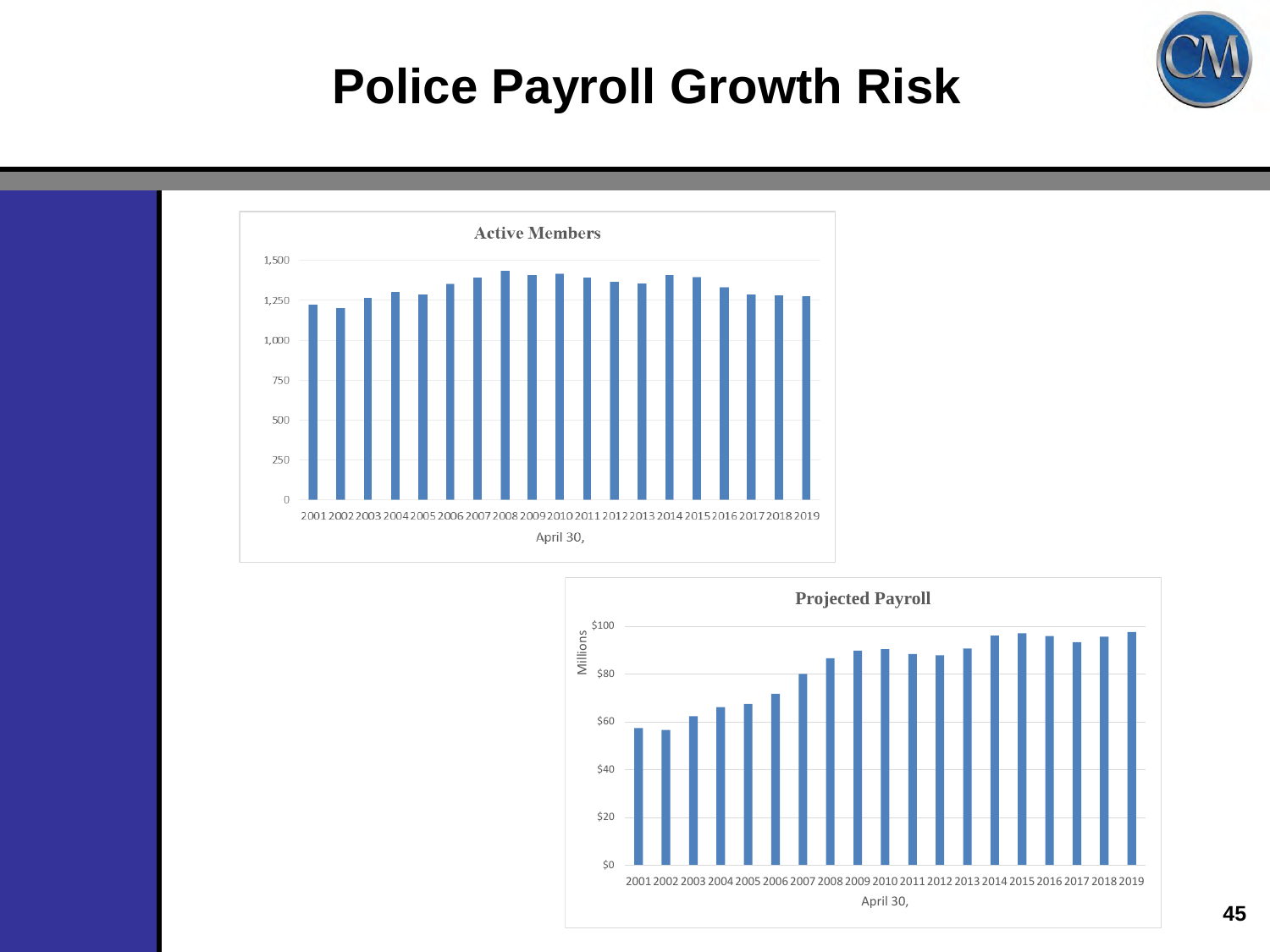# Police Payroll Growth Risk

**Active Members**

1,500 | 1,250 | 1,000 | 750 | 500 | 250 | 0

2001 2002 2003 2004 2005 2006 2007 2008 2009 2010 2011 2012 2013 2014 2015 2016 2017 2018 2019

April 30,

**Projected Payroll**

Millions

$100 | $80 | $60 | $40 | $20 | $0

2001 2002 2003 2004 2005 2006 2007 2008 2009 2010 2011 2012 2013 2014 2015 2016 2017 2018 2019

April 30,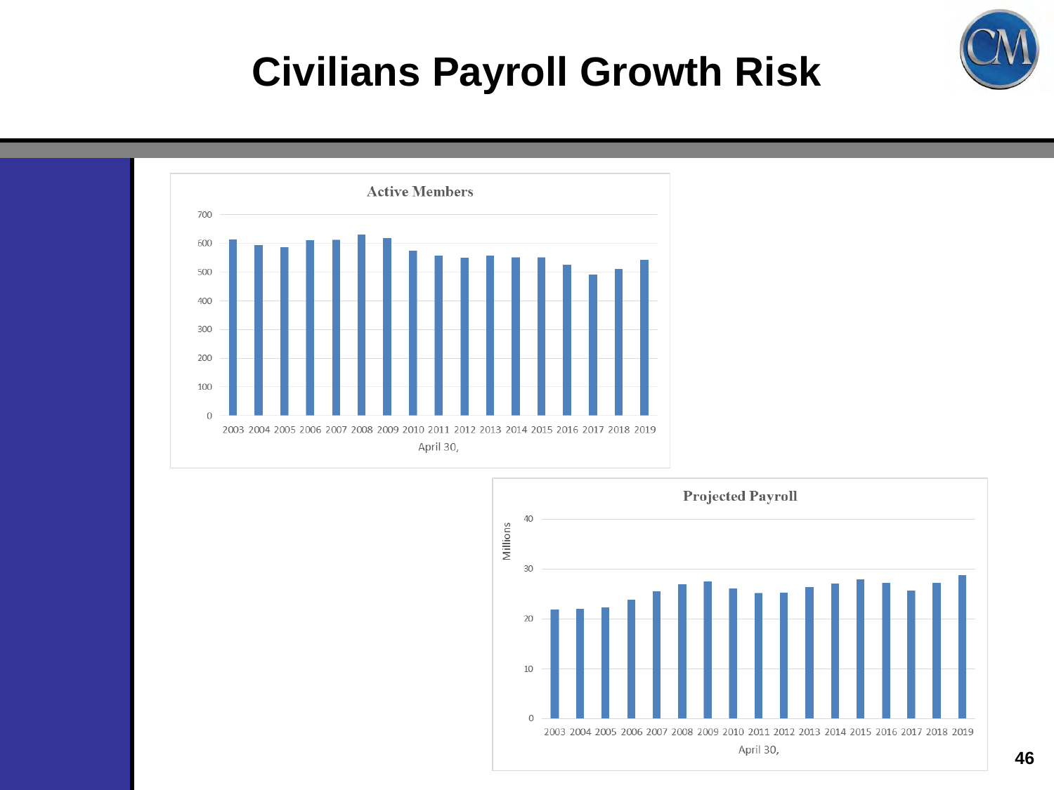# Civilians Payroll Growth Risk

**Active Members**

700, 600, 500, 400, 300, 200, 100, 0

2003 2004 2005 2006 2007 2008 2009 2010 2011 2012 2013 2014 2015 2016 2017 2018 2019

April 30,

**Projected Payroll**

Millions

40, 30, 20, 10, 0

2003 2004 2005 2006 2007 2008 2009 2010 2011 2012 2013 2014 2015 2016 2017 2018 2019

April 30,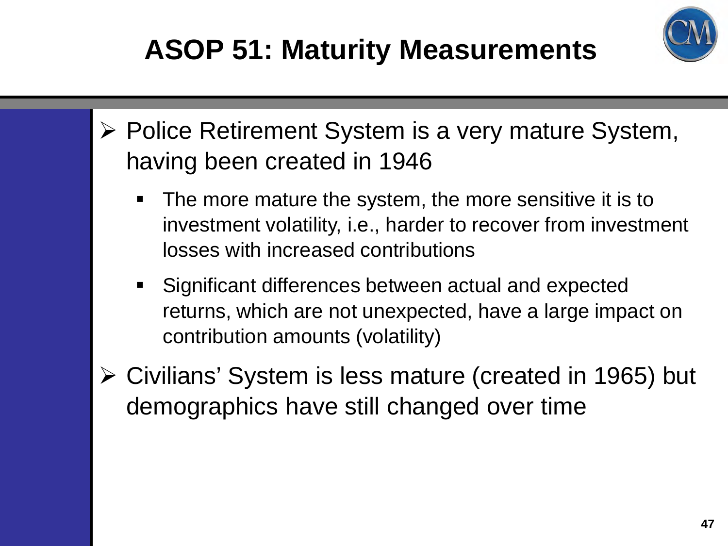# ASOP 51: Maturity Measurements

- Police Retirement System is a very mature System, having been created in 1946
  - The more mature the system, the more sensitive it is to investment volatility, i.e., harder to recover from investment losses with increased contributions
  - Significant differences between actual and expected returns, which are not unexpected, have a large impact on contribution amounts (volatility)
- Civilians' System is less mature (created in 1965) but demographics have still changed over time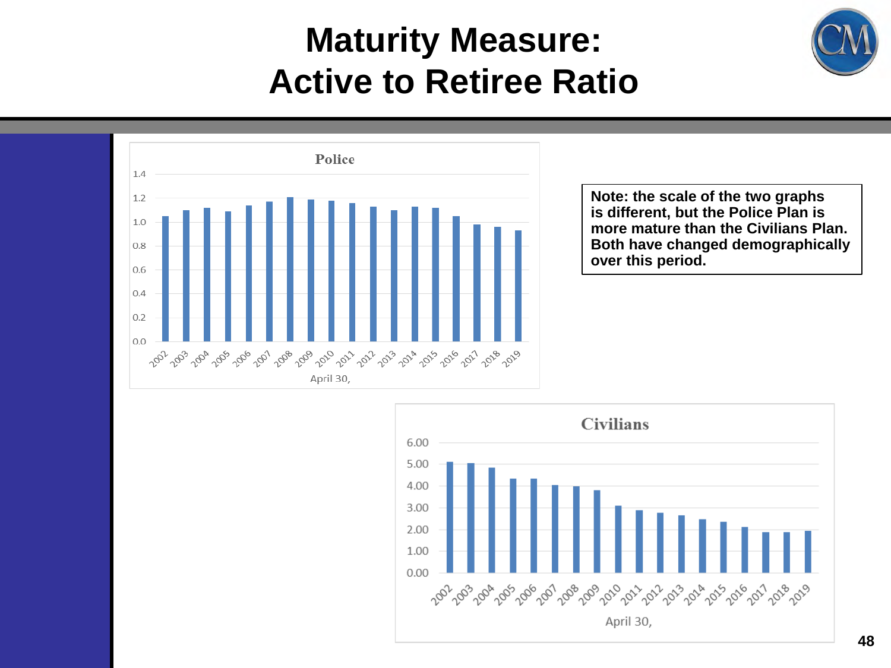# Maturity Measure: Active to Retiree Ratio

**Police**

April 30,

**Civilians**

April 30,

**Note: the scale of the two graphs is different, but the Police Plan is more mature than the Civilians Plan. Both have changed demographically over this period.**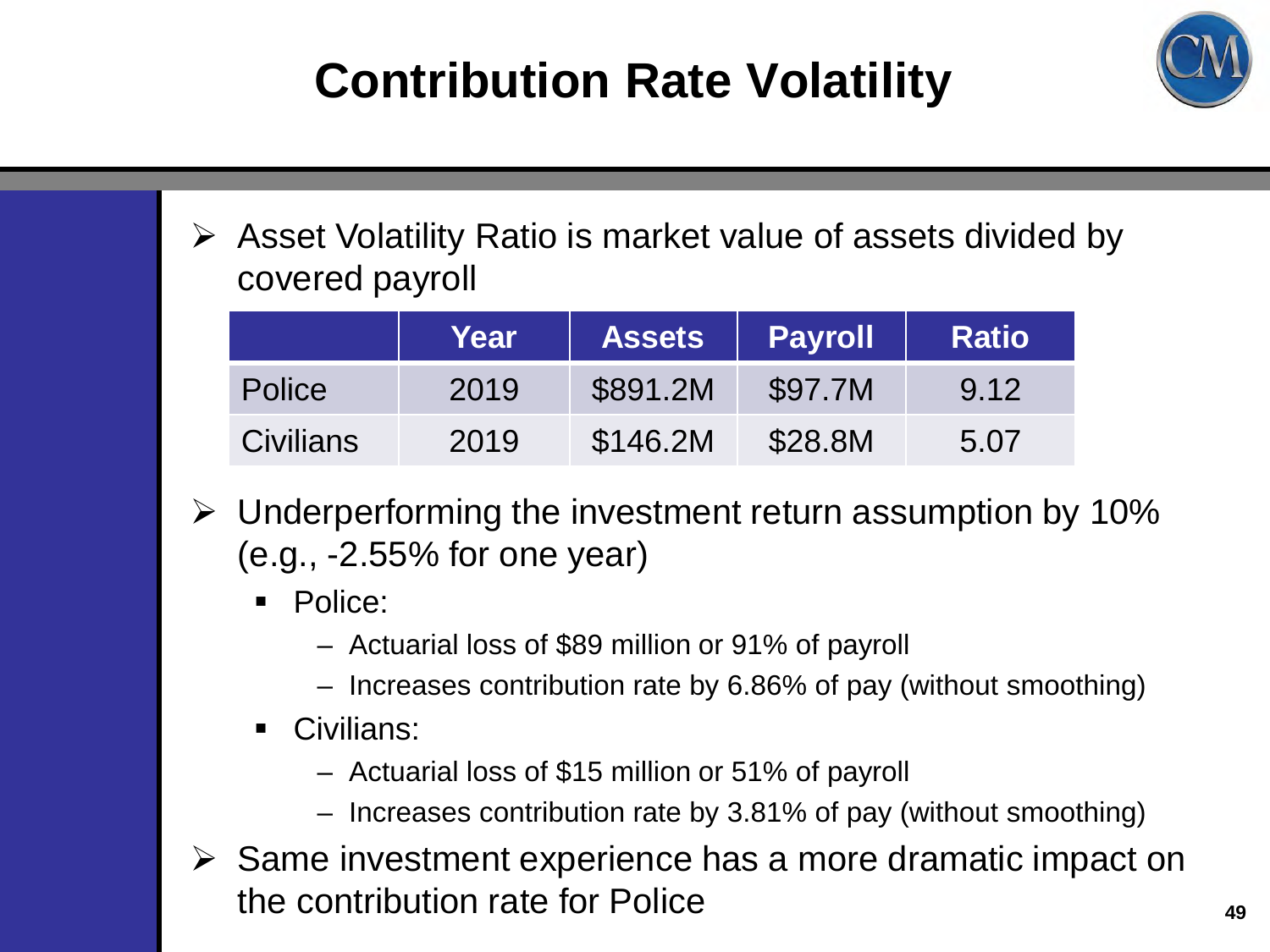# Contribution Rate Volatility

- Asset Volatility Ratio is market value of assets divided by covered payroll

| | Year | Assets | Payroll | Ratio |
|---|---|---|---|---|
| Police | 2019 | \$891.2M | \$97.7M | 9.12 |
| Civilians | 2019 | \$146.2M | \$28.8M | 5.07 |

- Underperforming the investment return assumption by 10% (e.g., -2.55% for one year)
  - Police:
    - Actuarial loss of \$89 million or 91% of payroll
    - Increases contribution rate by 6.86% of pay (without smoothing)
  - Civilians:
    - Actuarial loss of \$15 million or 51% of payroll
    - Increases contribution rate by 3.81% of pay (without smoothing)
- Same investment experience has a more dramatic impact on the contribution rate for Police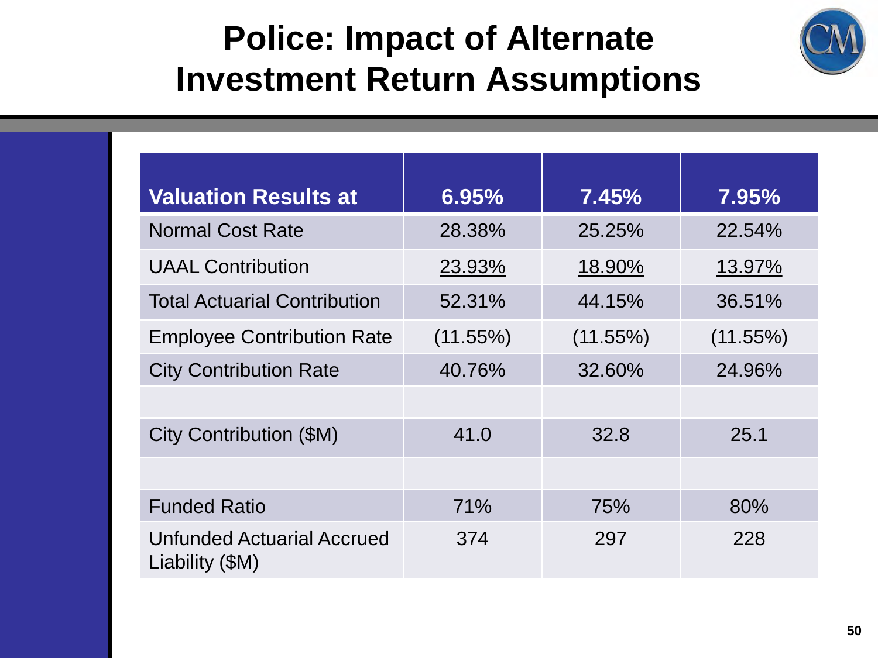# Police: Impact of Alternate Investment Return Assumptions

| Valuation Results at | 6.95% | 7.45% | 7.95% |
|---|---|---|---|
| Normal Cost Rate | 28.38% | 25.25% | 22.54% |
| UAAL Contribution | 23.93% | 18.90% | 13.97% |
| Total Actuarial Contribution | 52.31% | 44.15% | 36.51% |
| Employee Contribution Rate | (11.55%) | (11.55%) | (11.55%) |
| City Contribution Rate | 40.76% | 32.60% | 24.96% |
| | | | |
| City Contribution ($M) | 41.0 | 32.8 | 25.1 |
| | | | |
| Funded Ratio | 71% | 75% | 80% |
| Unfunded Actuarial Accrued Liability ($M) | 374 | 297 | 228 |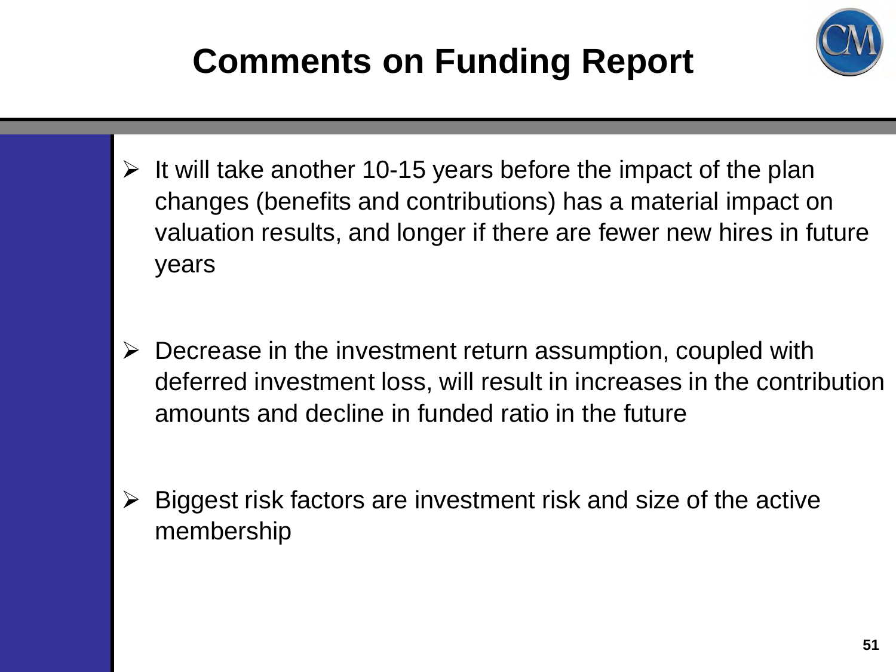# Comments on Funding Report

- It will take another 10-15 years before the impact of the plan changes (benefits and contributions) has a material impact on valuation results, and longer if there are fewer new hires in future years

- Decrease in the investment return assumption, coupled with deferred investment loss, will result in increases in the contribution amounts and decline in funded ratio in the future

- Biggest risk factors are investment risk and size of the active membership